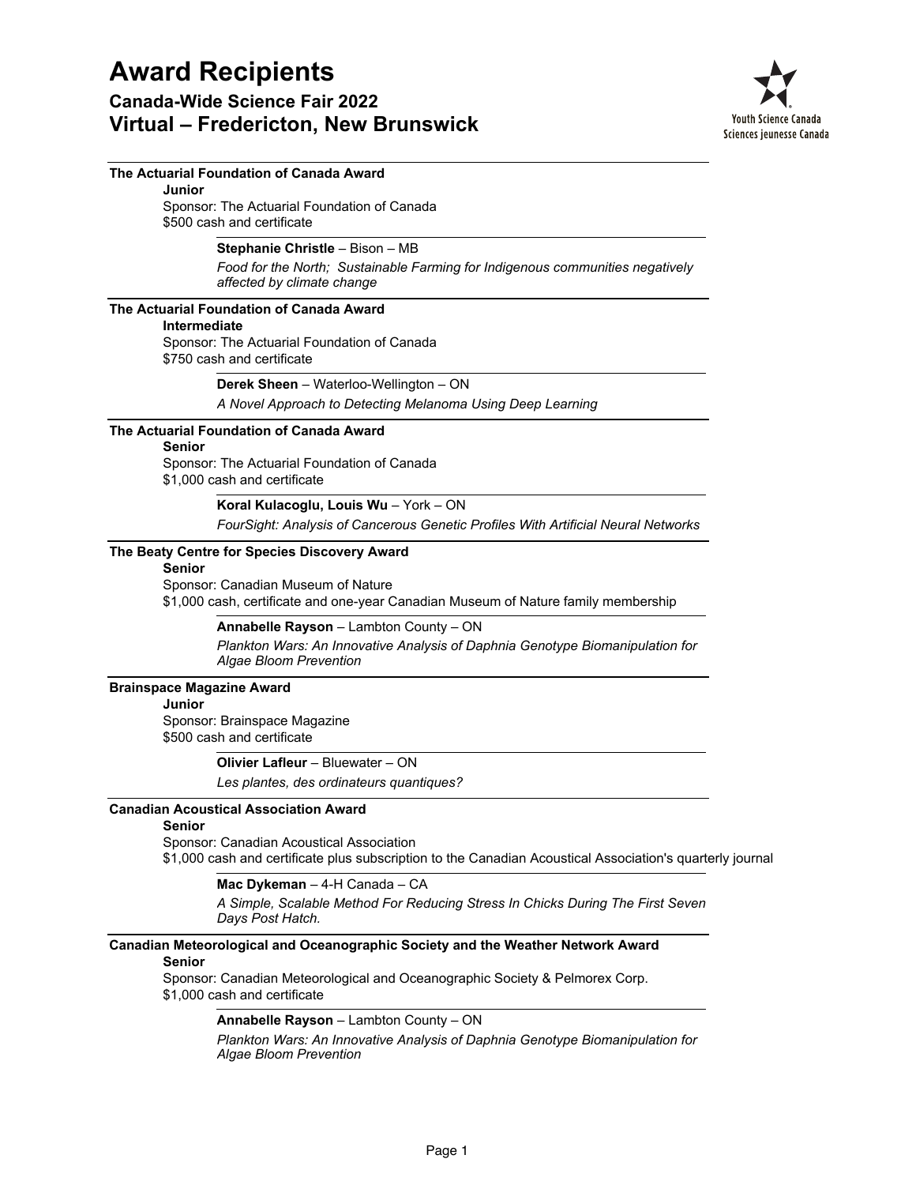# Award Recipients

## Canada-Wide Science Fair 2022
## Virtual – Fredericton, New Brunswick

Youth Science Canada
Sciences jeunesse Canada

---

**The Actuarial Foundation of Canada Award**

**Junior**

Sponsor: The Actuarial Foundation of Canada
$500 cash and certificate

**Stephanie Christle** – Bison – MB

*Food for the North; Sustainable Farming for Indigenous communities negatively affected by climate change*

---

**The Actuarial Foundation of Canada Award**

**Intermediate**

Sponsor: The Actuarial Foundation of Canada
$750 cash and certificate

**Derek Sheen** – Waterloo-Wellington – ON

*A Novel Approach to Detecting Melanoma Using Deep Learning*

---

**The Actuarial Foundation of Canada Award**

**Senior**

Sponsor: The Actuarial Foundation of Canada
$1,000 cash and certificate

**Koral Kulacoglu, Louis Wu** – York – ON

*FourSight: Analysis of Cancerous Genetic Profiles With Artificial Neural Networks*

---

**The Beaty Centre for Species Discovery Award**

**Senior**

Sponsor: Canadian Museum of Nature
$1,000 cash, certificate and one-year Canadian Museum of Nature family membership

**Annabelle Rayson** – Lambton County – ON

*Plankton Wars: An Innovative Analysis of Daphnia Genotype Biomanipulation for Algae Bloom Prevention*

---

**Brainspace Magazine Award**

**Junior**

Sponsor: Brainspace Magazine
$500 cash and certificate

**Olivier Lafleur** – Bluewater – ON

*Les plantes, des ordinateurs quantiques?*

---

**Canadian Acoustical Association Award**

**Senior**

Sponsor: Canadian Acoustical Association
$1,000 cash and certificate plus subscription to the Canadian Acoustical Association's quarterly journal

**Mac Dykeman** – 4-H Canada – CA

*A Simple, Scalable Method For Reducing Stress In Chicks During The First Seven Days Post Hatch.*

---

**Canadian Meteorological and Oceanographic Society and the Weather Network Award**

**Senior**

Sponsor: Canadian Meteorological and Oceanographic Society & Pelmorex Corp.
$1,000 cash and certificate

**Annabelle Rayson** – Lambton County – ON

*Plankton Wars: An Innovative Analysis of Daphnia Genotype Biomanipulation for Algae Bloom Prevention*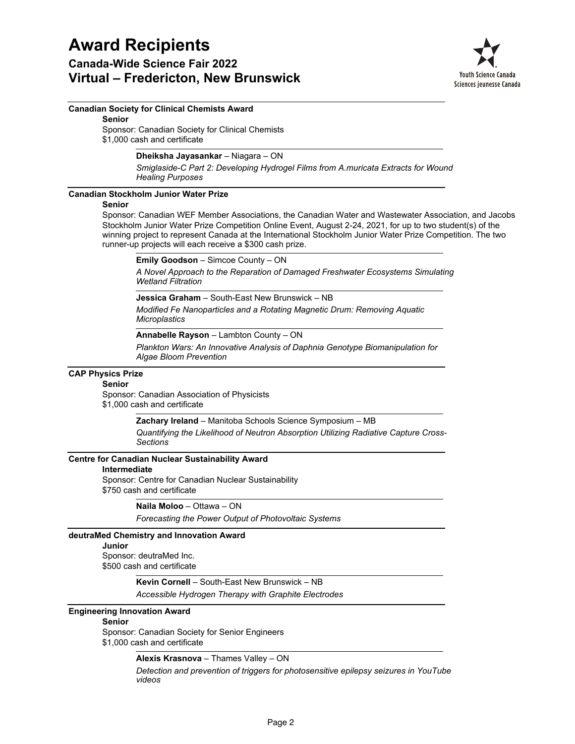# Award Recipients

## Canada-Wide Science Fair 2022

## Virtual – Fredericton, New Brunswick

### Canadian Society for Clinical Chemists Award

**Senior**

Sponsor: Canadian Society for Clinical Chemists
$1,000 cash and certificate

**Dheiksha Jayasankar** – Niagara – ON
*Smiglaside-C Part 2: Developing Hydrogel Films from A.muricata Extracts for Wound Healing Purposes*

### Canadian Stockholm Junior Water Prize

**Senior**

Sponsor: Canadian WEF Member Associations, the Canadian Water and Wastewater Association, and Jacobs
Stockholm Junior Water Prize Competition Online Event, August 2-24, 2021, for up to two student(s) of the winning project to represent Canada at the International Stockholm Junior Water Prize Competition. The two runner-up projects will each receive a $300 cash prize.

**Emily Goodson** – Simcoe County – ON
*A Novel Approach to the Reparation of Damaged Freshwater Ecosystems Simulating Wetland Filtration*

**Jessica Graham** – South-East New Brunswick – NB
*Modified Fe Nanoparticles and a Rotating Magnetic Drum: Removing Aquatic Microplastics*

**Annabelle Rayson** – Lambton County – ON
*Plankton Wars: An Innovative Analysis of Daphnia Genotype Biomanipulation for Algae Bloom Prevention*

### CAP Physics Prize

**Senior**

Sponsor: Canadian Association of Physicists
$1,000 cash and certificate

**Zachary Ireland** – Manitoba Schools Science Symposium – MB
*Quantifying the Likelihood of Neutron Absorption Utilizing Radiative Capture Cross-Sections*

### Centre for Canadian Nuclear Sustainability Award

**Intermediate**

Sponsor: Centre for Canadian Nuclear Sustainability
$750 cash and certificate

**Naila Moloo** – Ottawa – ON
*Forecasting the Power Output of Photovoltaic Systems*

### deutraMed Chemistry and Innovation Award

**Junior**

Sponsor: deutraMed Inc.
$500 cash and certificate

**Kevin Cornell** – South-East New Brunswick – NB
*Accessible Hydrogen Therapy with Graphite Electrodes*

### Engineering Innovation Award

**Senior**

Sponsor: Canadian Society for Senior Engineers
$1,000 cash and certificate

**Alexis Krasnova** – Thames Valley – ON
*Detection and prevention of triggers for photosensitive epilepsy seizures in YouTube videos*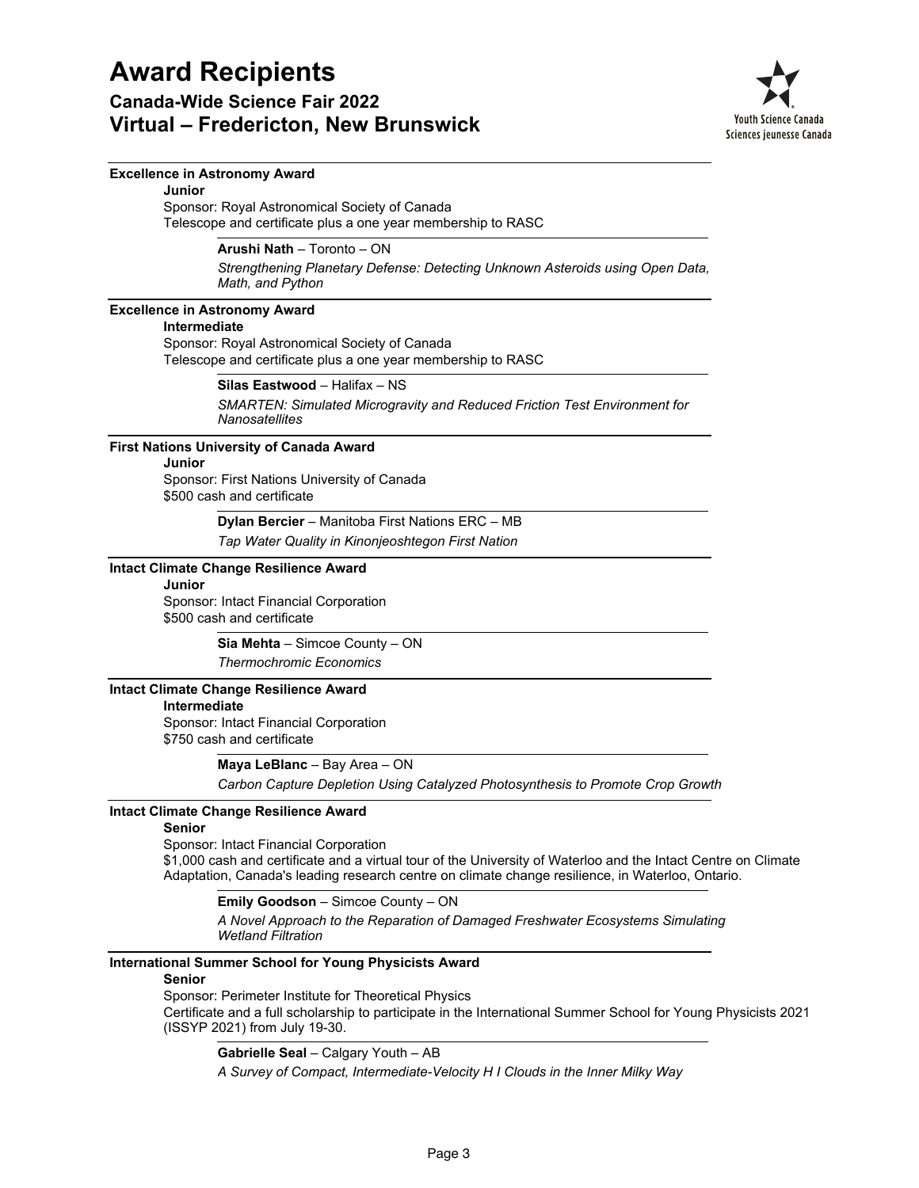# Award Recipients

## Canada-Wide Science Fair 2022
## Virtual – Fredericton, New Brunswick

Youth Science Canada
Sciences jeunesse Canada

---

### Excellence in Astronomy Award

**Junior**

Sponsor: Royal Astronomical Society of Canada
Telescope and certificate plus a one year membership to RASC

**Arushi Nath** – Toronto – ON
*Strengthening Planetary Defense: Detecting Unknown Asteroids using Open Data, Math, and Python*

---

### Excellence in Astronomy Award

**Intermediate**

Sponsor: Royal Astronomical Society of Canada
Telescope and certificate plus a one year membership to RASC

**Silas Eastwood** – Halifax – NS
*SMARTEN: Simulated Microgravity and Reduced Friction Test Environment for Nanosatellites*

---

### First Nations University of Canada Award

**Junior**

Sponsor: First Nations University of Canada
$500 cash and certificate

**Dylan Bercier** – Manitoba First Nations ERC – MB
*Tap Water Quality in Kinonjeoshtegon First Nation*

---

### Intact Climate Change Resilience Award

**Junior**

Sponsor: Intact Financial Corporation
$500 cash and certificate

**Sia Mehta** – Simcoe County – ON
*Thermochromic Economics*

---

### Intact Climate Change Resilience Award

**Intermediate**

Sponsor: Intact Financial Corporation
$750 cash and certificate

**Maya LeBlanc** – Bay Area – ON
*Carbon Capture Depletion Using Catalyzed Photosynthesis to Promote Crop Growth*

---

### Intact Climate Change Resilience Award

**Senior**

Sponsor: Intact Financial Corporation
$1,000 cash and certificate and a virtual tour of the University of Waterloo and the Intact Centre on Climate Adaptation, Canada's leading research centre on climate change resilience, in Waterloo, Ontario.

**Emily Goodson** – Simcoe County – ON
*A Novel Approach to the Reparation of Damaged Freshwater Ecosystems Simulating Wetland Filtration*

---

### International Summer School for Young Physicists Award

**Senior**

Sponsor: Perimeter Institute for Theoretical Physics
Certificate and a full scholarship to participate in the International Summer School for Young Physicists 2021 (ISSYP 2021) from July 19-30.

**Gabrielle Seal** – Calgary Youth – AB
*A Survey of Compact, Intermediate-Velocity H I Clouds in the Inner Milky Way*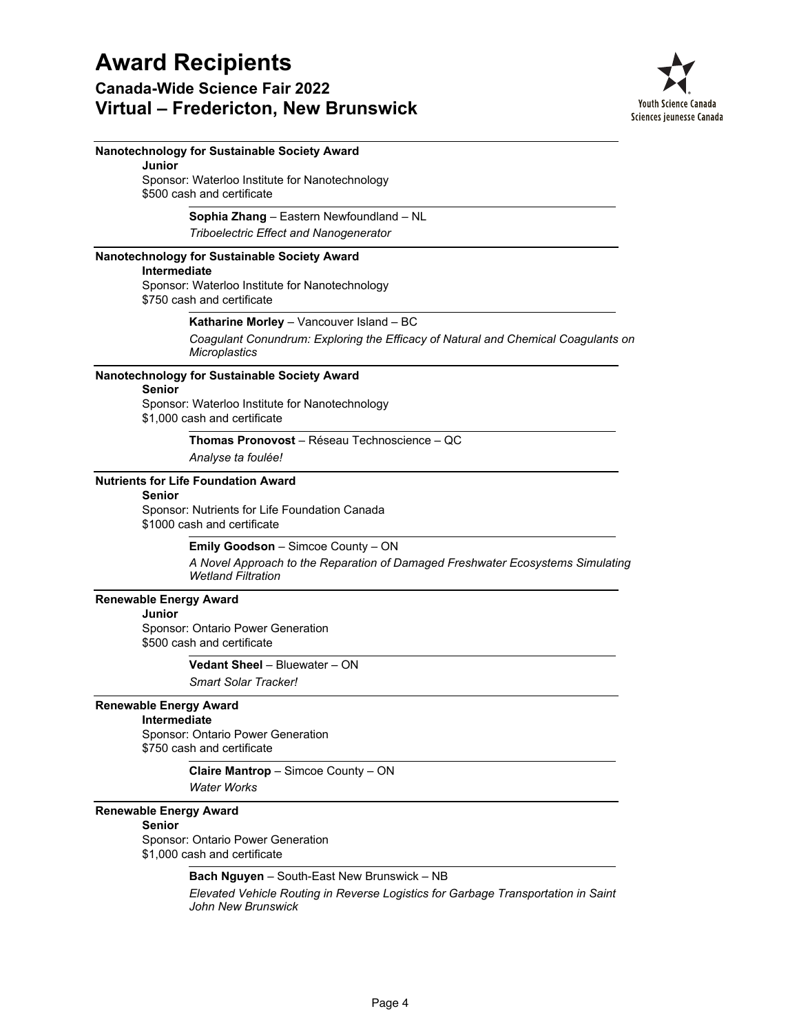# Award Recipients

## Canada-Wide Science Fair 2022
## Virtual – Fredericton, New Brunswick

Youth Science Canada
Sciences jeunesse Canada

---

**Nanotechnology for Sustainable Society Award**

**Junior**

Sponsor: Waterloo Institute for Nanotechnology

$500 cash and certificate

**Sophia Zhang** – Eastern Newfoundland – NL

*Triboelectric Effect and Nanogenerator*

---

**Nanotechnology for Sustainable Society Award**

**Intermediate**

Sponsor: Waterloo Institute for Nanotechnology

$750 cash and certificate

**Katharine Morley** – Vancouver Island – BC

*Coagulant Conundrum: Exploring the Efficacy of Natural and Chemical Coagulants on Microplastics*

---

**Nanotechnology for Sustainable Society Award**

**Senior**

Sponsor: Waterloo Institute for Nanotechnology

$1,000 cash and certificate

**Thomas Pronovost** – Réseau Technoscience – QC

*Analyse ta foulée!*

---

**Nutrients for Life Foundation Award**

**Senior**

Sponsor: Nutrients for Life Foundation Canada

$1000 cash and certificate

**Emily Goodson** – Simcoe County – ON

*A Novel Approach to the Reparation of Damaged Freshwater Ecosystems Simulating Wetland Filtration*

---

**Renewable Energy Award**

**Junior**

Sponsor: Ontario Power Generation

$500 cash and certificate

**Vedant Sheel** – Bluewater – ON

*Smart Solar Tracker!*

---

**Renewable Energy Award**

**Intermediate**

Sponsor: Ontario Power Generation

$750 cash and certificate

**Claire Mantrop** – Simcoe County – ON

*Water Works*

---

**Renewable Energy Award**

**Senior**

Sponsor: Ontario Power Generation

$1,000 cash and certificate

**Bach Nguyen** – South-East New Brunswick – NB

*Elevated Vehicle Routing in Reverse Logistics for Garbage Transportation in Saint John New Brunswick*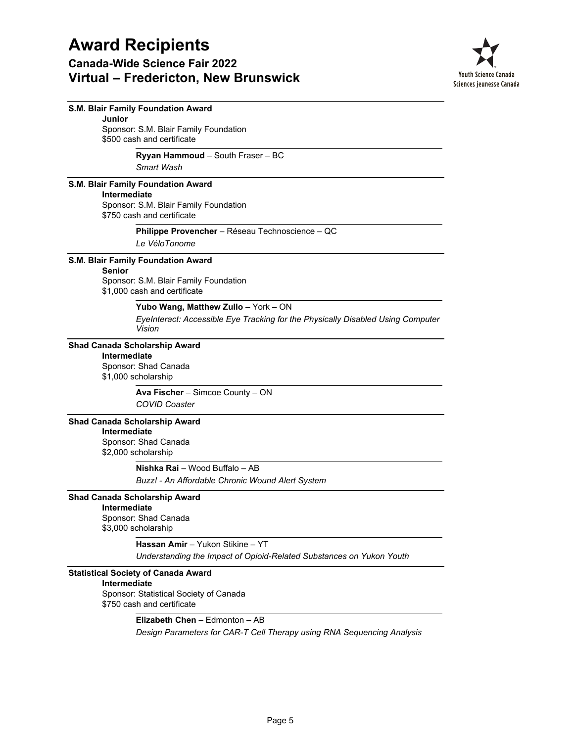# Award Recipients

## Canada-Wide Science Fair 2022
## Virtual – Fredericton, New Brunswick

**S.M. Blair Family Foundation Award**
**Junior**
Sponsor: S.M. Blair Family Foundation
$500 cash and certificate

**Ryyan Hammoud** – South Fraser – BC
*Smart Wash*

**S.M. Blair Family Foundation Award**
**Intermediate**
Sponsor: S.M. Blair Family Foundation
$750 cash and certificate

**Philippe Provencher** – Réseau Technoscience – QC
*Le VéloTonome*

**S.M. Blair Family Foundation Award**
**Senior**
Sponsor: S.M. Blair Family Foundation
$1,000 cash and certificate

**Yubo Wang, Matthew Zullo** – York – ON
*EyeInteract: Accessible Eye Tracking for the Physically Disabled Using Computer Vision*

**Shad Canada Scholarship Award**
**Intermediate**
Sponsor: Shad Canada
$1,000 scholarship

**Ava Fischer** – Simcoe County – ON
*COVID Coaster*

**Shad Canada Scholarship Award**
**Intermediate**
Sponsor: Shad Canada
$2,000 scholarship

**Nishka Rai** – Wood Buffalo – AB
*Buzz! - An Affordable Chronic Wound Alert System*

**Shad Canada Scholarship Award**
**Intermediate**
Sponsor: Shad Canada
$3,000 scholarship

**Hassan Amir** – Yukon Stikine – YT
*Understanding the Impact of Opioid-Related Substances on Yukon Youth*

**Statistical Society of Canada Award**
**Intermediate**
Sponsor: Statistical Society of Canada
$750 cash and certificate

**Elizabeth Chen** – Edmonton – AB
*Design Parameters for CAR-T Cell Therapy using RNA Sequencing Analysis*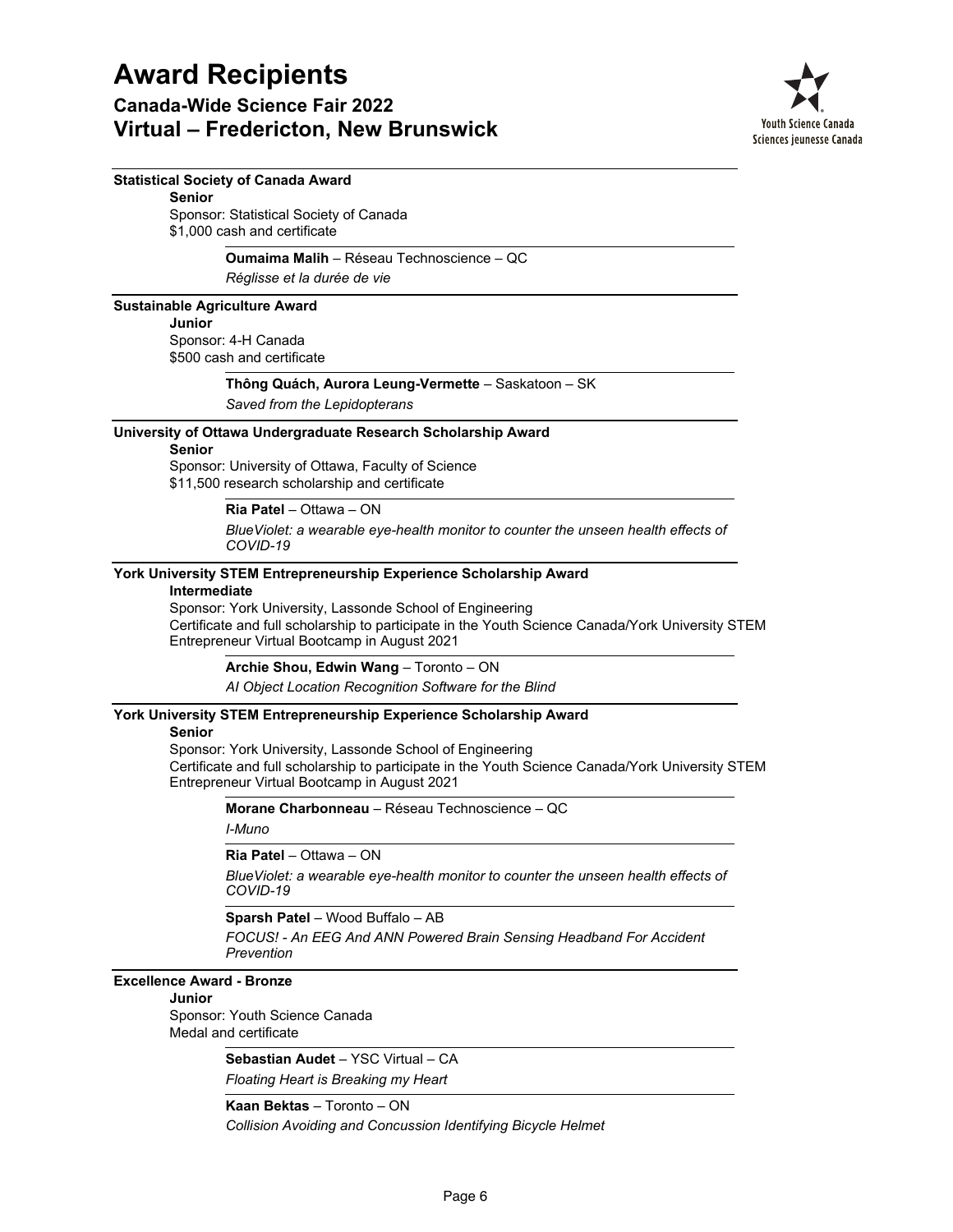**Statistical Society of Canada Award**

**Senior**

Sponsor: Statistical Society of Canada
$1,000 cash and certificate

**Oumaima Malih** – Réseau Technoscience – QC
*Réglisse et la durée de vie*

**Sustainable Agriculture Award**

**Junior**

Sponsor: 4-H Canada
$500 cash and certificate

**Thông Quách, Aurora Leung-Vermette** – Saskatoon – SK
*Saved from the Lepidopterans*

**University of Ottawa Undergraduate Research Scholarship Award**

**Senior**

Sponsor: University of Ottawa, Faculty of Science
$11,500 research scholarship and certificate

**Ria Patel** – Ottawa – ON
*BlueViolet: a wearable eye-health monitor to counter the unseen health effects of COVID-19*

**York University STEM Entrepreneurship Experience Scholarship Award**

**Intermediate**

Sponsor: York University, Lassonde School of Engineering
Certificate and full scholarship to participate in the Youth Science Canada/York University STEM Entrepreneur Virtual Bootcamp in August 2021

**Archie Shou, Edwin Wang** – Toronto – ON
*AI Object Location Recognition Software for the Blind*

**York University STEM Entrepreneurship Experience Scholarship Award**

**Senior**

Sponsor: York University, Lassonde School of Engineering
Certificate and full scholarship to participate in the Youth Science Canada/York University STEM Entrepreneur Virtual Bootcamp in August 2021

**Morane Charbonneau** – Réseau Technoscience – QC
*I-Muno*

**Ria Patel** – Ottawa – ON
*BlueViolet: a wearable eye-health monitor to counter the unseen health effects of COVID-19*

**Sparsh Patel** – Wood Buffalo – AB
*FOCUS! - An EEG And ANN Powered Brain Sensing Headband For Accident Prevention*

**Excellence Award - Bronze**

**Junior**

Sponsor: Youth Science Canada
Medal and certificate

**Sebastian Audet** – YSC Virtual – CA
*Floating Heart is Breaking my Heart*

**Kaan Bektas** – Toronto – ON
*Collision Avoiding and Concussion Identifying Bicycle Helmet*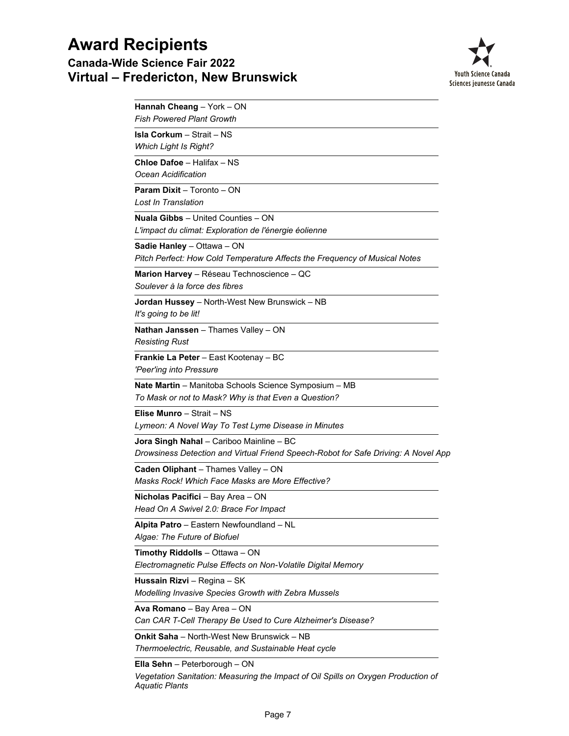# Award Recipients

## Canada-Wide Science Fair 2022
## Virtual – Fredericton, New Brunswick

Youth Science Canada
Sciences jeunesse Canada

**Hannah Cheang** – York – ON
*Fish Powered Plant Growth*

**Isla Corkum** – Strait – NS
*Which Light Is Right?*

**Chloe Dafoe** – Halifax – NS
*Ocean Acidification*

**Param Dixit** – Toronto – ON
*Lost In Translation*

**Nuala Gibbs** – United Counties – ON
*L'impact du climat: Exploration de l'énergie éolienne*

**Sadie Hanley** – Ottawa – ON
*Pitch Perfect: How Cold Temperature Affects the Frequency of Musical Notes*

**Marion Harvey** – Réseau Technoscience – QC
*Soulever à la force des fibres*

**Jordan Hussey** – North-West New Brunswick – NB
*It's going to be lit!*

**Nathan Janssen** – Thames Valley – ON
*Resisting Rust*

**Frankie La Peter** – East Kootenay – BC
*'Peer'ing into Pressure*

**Nate Martin** – Manitoba Schools Science Symposium – MB
*To Mask or not to Mask? Why is that Even a Question?*

**Elise Munro** – Strait – NS
*Lymeon: A Novel Way To Test Lyme Disease in Minutes*

**Jora Singh Nahal** – Cariboo Mainline – BC
*Drowsiness Detection and Virtual Friend Speech-Robot for Safe Driving: A Novel App*

**Caden Oliphant** – Thames Valley – ON
*Masks Rock! Which Face Masks are More Effective?*

**Nicholas Pacifici** – Bay Area – ON
*Head On A Swivel 2.0: Brace For Impact*

**Alpita Patro** – Eastern Newfoundland – NL
*Algae: The Future of Biofuel*

**Timothy Riddolls** – Ottawa – ON
*Electromagnetic Pulse Effects on Non-Volatile Digital Memory*

**Hussain Rizvi** – Regina – SK
*Modelling Invasive Species Growth with Zebra Mussels*

**Ava Romano** – Bay Area – ON
*Can CAR T-Cell Therapy Be Used to Cure Alzheimer's Disease?*

**Onkit Saha** – North-West New Brunswick – NB
*Thermoelectric, Reusable, and Sustainable Heat cycle*

**Ella Sehn** – Peterborough – ON
*Vegetation Sanitation: Measuring the Impact of Oil Spills on Oxygen Production of Aquatic Plants*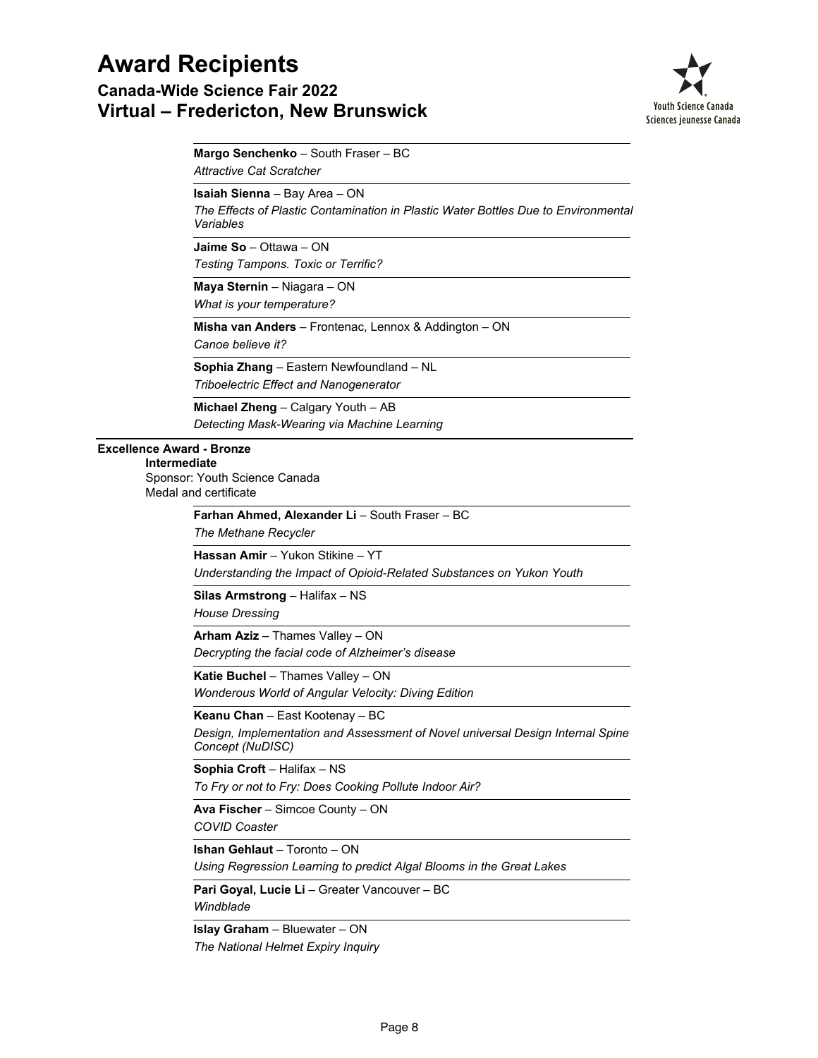**Margo Senchenko** – South Fraser – BC
*Attractive Cat Scratcher*

**Isaiah Sienna** – Bay Area – ON
*The Effects of Plastic Contamination in Plastic Water Bottles Due to Environmental Variables*

**Jaime So** – Ottawa – ON
*Testing Tampons. Toxic or Terrific?*

**Maya Sternin** – Niagara – ON
*What is your temperature?*

**Misha van Anders** – Frontenac, Lennox & Addington – ON
*Canoe believe it?*

**Sophia Zhang** – Eastern Newfoundland – NL
*Triboelectric Effect and Nanogenerator*

**Michael Zheng** – Calgary Youth – AB
*Detecting Mask-Wearing via Machine Learning*

**Excellence Award - Bronze**
**Intermediate**
Sponsor: Youth Science Canada
Medal and certificate

**Farhan Ahmed, Alexander Li** – South Fraser – BC
*The Methane Recycler*

**Hassan Amir** – Yukon Stikine – YT
*Understanding the Impact of Opioid-Related Substances on Yukon Youth*

**Silas Armstrong** – Halifax – NS
*House Dressing*

**Arham Aziz** – Thames Valley – ON
*Decrypting the facial code of Alzheimer's disease*

**Katie Buchel** – Thames Valley – ON
*Wonderous World of Angular Velocity: Diving Edition*

**Keanu Chan** – East Kootenay – BC
*Design, Implementation and Assessment of Novel universal Design Internal Spine Concept (NuDISC)*

**Sophia Croft** – Halifax – NS
*To Fry or not to Fry: Does Cooking Pollute Indoor Air?*

**Ava Fischer** – Simcoe County – ON
*COVID Coaster*

**Ishan Gehlaut** – Toronto – ON
*Using Regression Learning to predict Algal Blooms in the Great Lakes*

**Pari Goyal, Lucie Li** – Greater Vancouver – BC
*Windblade*

**Islay Graham** – Bluewater – ON
*The National Helmet Expiry Inquiry*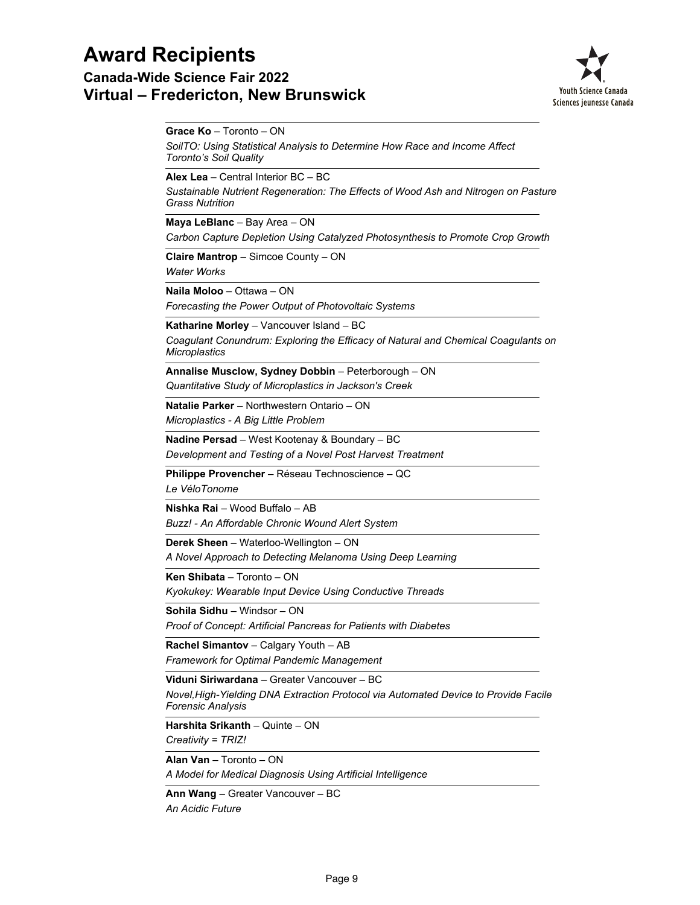# Award Recipients

## Canada-Wide Science Fair 2022
## Virtual – Fredericton, New Brunswick

Youth Science Canada
Sciences jeunesse Canada

**Grace Ko** – Toronto – ON
*SoilTO: Using Statistical Analysis to Determine How Race and Income Affect Toronto's Soil Quality*

**Alex Lea** – Central Interior BC – BC
*Sustainable Nutrient Regeneration: The Effects of Wood Ash and Nitrogen on Pasture Grass Nutrition*

**Maya LeBlanc** – Bay Area – ON
*Carbon Capture Depletion Using Catalyzed Photosynthesis to Promote Crop Growth*

**Claire Mantrop** – Simcoe County – ON
*Water Works*

**Naila Moloo** – Ottawa – ON
*Forecasting the Power Output of Photovoltaic Systems*

**Katharine Morley** – Vancouver Island – BC
*Coagulant Conundrum: Exploring the Efficacy of Natural and Chemical Coagulants on Microplastics*

**Annalise Musclow, Sydney Dobbin** – Peterborough – ON
*Quantitative Study of Microplastics in Jackson's Creek*

**Natalie Parker** – Northwestern Ontario – ON
*Microplastics - A Big Little Problem*

**Nadine Persad** – West Kootenay & Boundary – BC
*Development and Testing of a Novel Post Harvest Treatment*

**Philippe Provencher** – Réseau Technoscience – QC
*Le VéloTonome*

**Nishka Rai** – Wood Buffalo – AB
*Buzz! - An Affordable Chronic Wound Alert System*

**Derek Sheen** – Waterloo-Wellington – ON
*A Novel Approach to Detecting Melanoma Using Deep Learning*

**Ken Shibata** – Toronto – ON
*Kyokukey: Wearable Input Device Using Conductive Threads*

**Sohila Sidhu** – Windsor – ON
*Proof of Concept: Artificial Pancreas for Patients with Diabetes*

**Rachel Simantov** – Calgary Youth – AB
*Framework for Optimal Pandemic Management*

**Viduni Siriwardana** – Greater Vancouver – BC
*Novel,High-Yielding DNA Extraction Protocol via Automated Device to Provide Facile Forensic Analysis*

**Harshita Srikanth** – Quinte – ON
*Creativity = TRIZ!*

**Alan Van** – Toronto – ON
*A Model for Medical Diagnosis Using Artificial Intelligence*

**Ann Wang** – Greater Vancouver – BC
*An Acidic Future*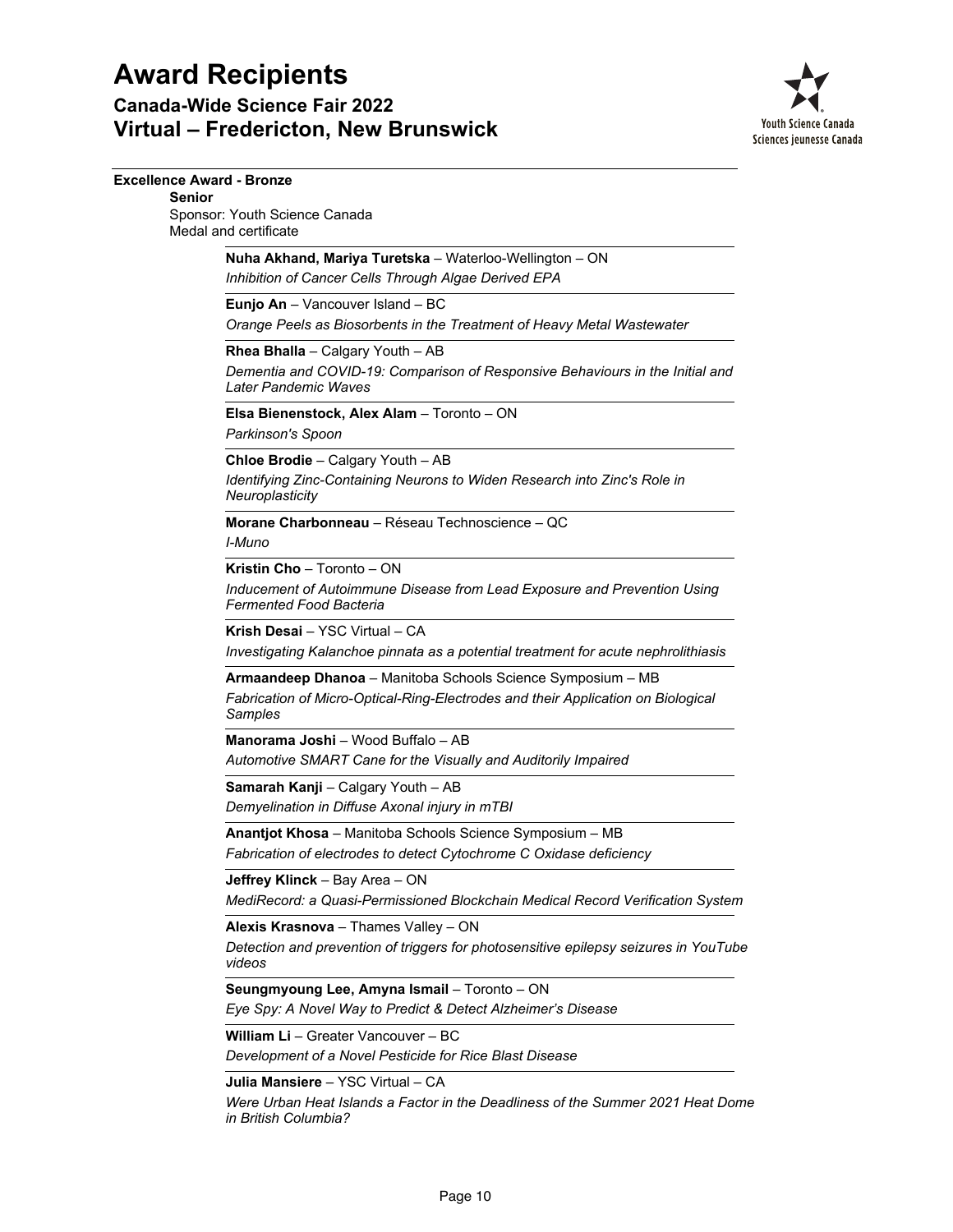# Award Recipients

## Canada-Wide Science Fair 2022
## Virtual – Fredericton, New Brunswick

### Excellence Award - Bronze

**Senior**

Sponsor: Youth Science Canada
Medal and certificate

**Nuha Akhand, Mariya Turetska** – Waterloo-Wellington – ON
*Inhibition of Cancer Cells Through Algae Derived EPA*

**Eunjo An** – Vancouver Island – BC
*Orange Peels as Biosorbents in the Treatment of Heavy Metal Wastewater*

**Rhea Bhalla** – Calgary Youth – AB
*Dementia and COVID-19: Comparison of Responsive Behaviours in the Initial and Later Pandemic Waves*

**Elsa Bienenstock, Alex Alam** – Toronto – ON
*Parkinson's Spoon*

**Chloe Brodie** – Calgary Youth – AB
*Identifying Zinc-Containing Neurons to Widen Research into Zinc's Role in Neuroplasticity*

**Morane Charbonneau** – Réseau Technoscience – QC
*I-Muno*

**Kristin Cho** – Toronto – ON
*Inducement of Autoimmune Disease from Lead Exposure and Prevention Using Fermented Food Bacteria*

**Krish Desai** – YSC Virtual – CA
*Investigating Kalanchoe pinnata as a potential treatment for acute nephrolithiasis*

**Armaandeep Dhanoa** – Manitoba Schools Science Symposium – MB
*Fabrication of Micro-Optical-Ring-Electrodes and their Application on Biological Samples*

**Manorama Joshi** – Wood Buffalo – AB
*Automotive SMART Cane for the Visually and Auditorily Impaired*

**Samarah Kanji** – Calgary Youth – AB
*Demyelination in Diffuse Axonal injury in mTBI*

**Anantjot Khosa** – Manitoba Schools Science Symposium – MB
*Fabrication of electrodes to detect Cytochrome C Oxidase deficiency*

**Jeffrey Klinck** – Bay Area – ON
*MediRecord: a Quasi-Permissioned Blockchain Medical Record Verification System*

**Alexis Krasnova** – Thames Valley – ON
*Detection and prevention of triggers for photosensitive epilepsy seizures in YouTube videos*

**Seungmyoung Lee, Amyna Ismail** – Toronto – ON
*Eye Spy: A Novel Way to Predict & Detect Alzheimer's Disease*

**William Li** – Greater Vancouver – BC
*Development of a Novel Pesticide for Rice Blast Disease*

**Julia Mansiere** – YSC Virtual – CA
*Were Urban Heat Islands a Factor in the Deadliness of the Summer 2021 Heat Dome in British Columbia?*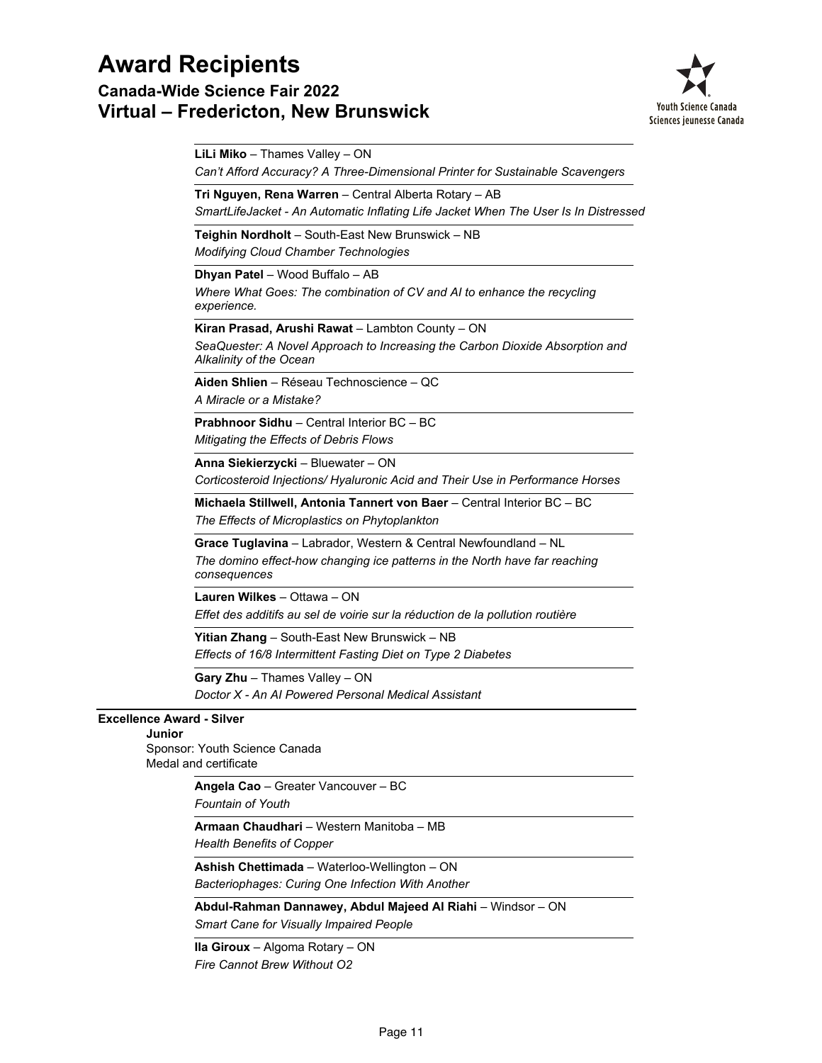**LiLi Miko** – Thames Valley – ON
*Can't Afford Accuracy? A Three-Dimensional Printer for Sustainable Scavengers*

**Tri Nguyen, Rena Warren** – Central Alberta Rotary – AB
*SmartLifeJacket - An Automatic Inflating Life Jacket When The User Is In Distressed*

**Teighin Nordholt** – South-East New Brunswick – NB
*Modifying Cloud Chamber Technologies*

**Dhyan Patel** – Wood Buffalo – AB
*Where What Goes: The combination of CV and AI to enhance the recycling experience.*

**Kiran Prasad, Arushi Rawat** – Lambton County – ON
*SeaQuester: A Novel Approach to Increasing the Carbon Dioxide Absorption and Alkalinity of the Ocean*

**Aiden Shlien** – Réseau Technoscience – QC
*A Miracle or a Mistake?*

**Prabhnoor Sidhu** – Central Interior BC – BC
*Mitigating the Effects of Debris Flows*

**Anna Siekierzycki** – Bluewater – ON
*Corticosteroid Injections/ Hyaluronic Acid and Their Use in Performance Horses*

**Michaela Stillwell, Antonia Tannert von Baer** – Central Interior BC – BC
*The Effects of Microplastics on Phytoplankton*

**Grace Tuglavina** – Labrador, Western & Central Newfoundland – NL
*The domino effect-how changing ice patterns in the North have far reaching consequences*

**Lauren Wilkes** – Ottawa – ON
*Effet des additifs au sel de voirie sur la réduction de la pollution routière*

**Yitian Zhang** – South-East New Brunswick – NB
*Effects of 16/8 Intermittent Fasting Diet on Type 2 Diabetes*

**Gary Zhu** – Thames Valley – ON
*Doctor X - An AI Powered Personal Medical Assistant*

**Excellence Award - Silver**

**Junior**
Sponsor: Youth Science Canada
Medal and certificate

**Angela Cao** – Greater Vancouver – BC
*Fountain of Youth*

**Armaan Chaudhari** – Western Manitoba – MB
*Health Benefits of Copper*

**Ashish Chettimada** – Waterloo-Wellington – ON
*Bacteriophages: Curing One Infection With Another*

**Abdul-Rahman Dannawey, Abdul Majeed Al Riahi** – Windsor – ON
*Smart Cane for Visually Impaired People*

**Ila Giroux** – Algoma Rotary – ON
*Fire Cannot Brew Without O2*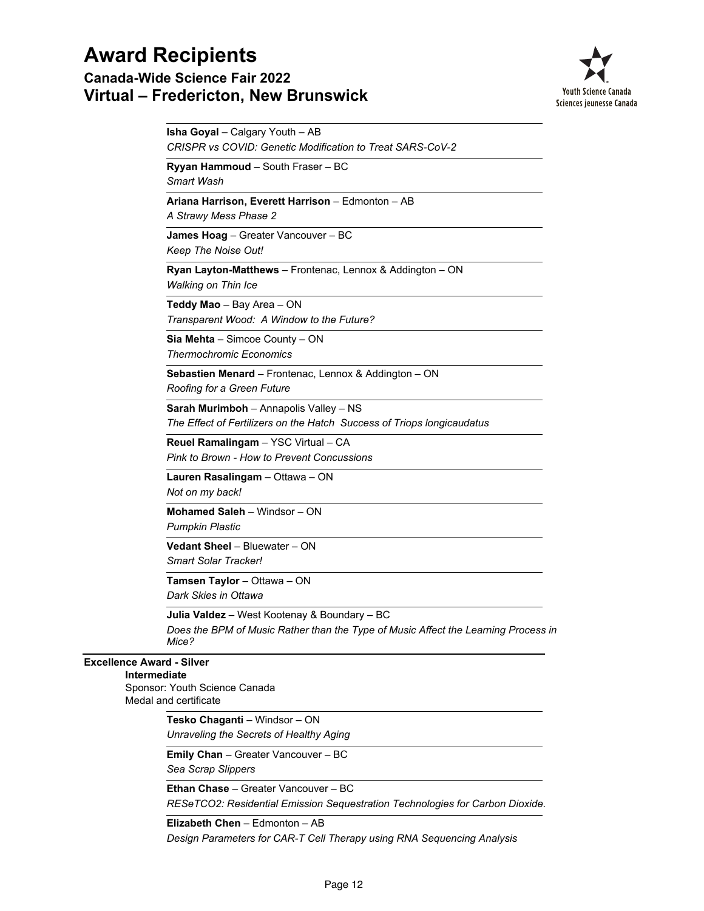**Isha Goyal** – Calgary Youth – AB
*CRISPR vs COVID: Genetic Modification to Treat SARS-CoV-2*

**Ryyan Hammoud** – South Fraser – BC
*Smart Wash*

**Ariana Harrison, Everett Harrison** – Edmonton – AB
*A Strawy Mess Phase 2*

**James Hoag** – Greater Vancouver – BC
*Keep The Noise Out!*

**Ryan Layton-Matthews** – Frontenac, Lennox & Addington – ON
*Walking on Thin Ice*

**Teddy Mao** – Bay Area – ON
*Transparent Wood: A Window to the Future?*

**Sia Mehta** – Simcoe County – ON
*Thermochromic Economics*

**Sebastien Menard** – Frontenac, Lennox & Addington – ON
*Roofing for a Green Future*

**Sarah Murimboh** – Annapolis Valley – NS
*The Effect of Fertilizers on the Hatch Success of Triops longicaudatus*

**Reuel Ramalingam** – YSC Virtual – CA
*Pink to Brown - How to Prevent Concussions*

**Lauren Rasalingam** – Ottawa – ON
*Not on my back!*

**Mohamed Saleh** – Windsor – ON
*Pumpkin Plastic*

**Vedant Sheel** – Bluewater – ON
*Smart Solar Tracker!*

**Tamsen Taylor** – Ottawa – ON
*Dark Skies in Ottawa*

**Julia Valdez** – West Kootenay & Boundary – BC
*Does the BPM of Music Rather than the Type of Music Affect the Learning Process in Mice?*

**Excellence Award - Silver**
**Intermediate**
Sponsor: Youth Science Canada
Medal and certificate

**Tesko Chaganti** – Windsor – ON
*Unraveling the Secrets of Healthy Aging*

**Emily Chan** – Greater Vancouver – BC
*Sea Scrap Slippers*

**Ethan Chase** – Greater Vancouver – BC
*RESeTCO2: Residential Emission Sequestration Technologies for Carbon Dioxide.*

**Elizabeth Chen** – Edmonton – AB
*Design Parameters for CAR-T Cell Therapy using RNA Sequencing Analysis*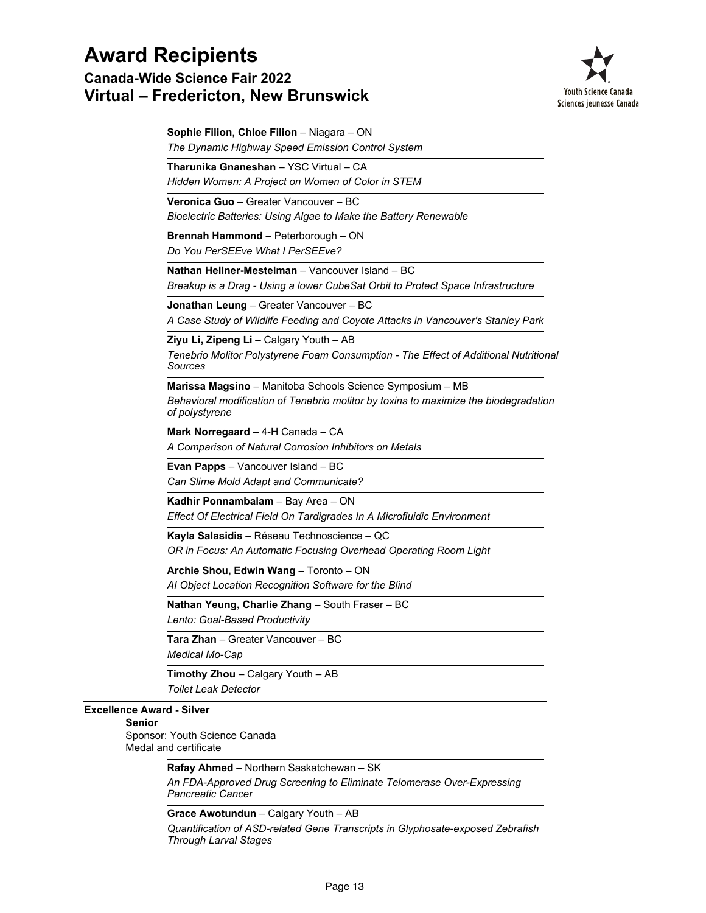**Sophie Filion, Chloe Filion** – Niagara – ON
*The Dynamic Highway Speed Emission Control System*

**Tharunika Gnaneshan** – YSC Virtual – CA
*Hidden Women: A Project on Women of Color in STEM*

**Veronica Guo** – Greater Vancouver – BC
*Bioelectric Batteries: Using Algae to Make the Battery Renewable*

**Brennah Hammond** – Peterborough – ON
*Do You PerSEEve What I PerSEEve?*

**Nathan Hellner-Mestelman** – Vancouver Island – BC
*Breakup is a Drag - Using a lower CubeSat Orbit to Protect Space Infrastructure*

**Jonathan Leung** – Greater Vancouver – BC
*A Case Study of Wildlife Feeding and Coyote Attacks in Vancouver's Stanley Park*

**Ziyu Li, Zipeng Li** – Calgary Youth – AB
*Tenebrio Molitor Polystyrene Foam Consumption - The Effect of Additional Nutritional Sources*

**Marissa Magsino** – Manitoba Schools Science Symposium – MB
*Behavioral modification of Tenebrio molitor by toxins to maximize the biodegradation of polystyrene*

**Mark Norregaard** – 4-H Canada – CA
*A Comparison of Natural Corrosion Inhibitors on Metals*

**Evan Papps** – Vancouver Island – BC
*Can Slime Mold Adapt and Communicate?*

**Kadhir Ponnambalam** – Bay Area – ON
*Effect Of Electrical Field On Tardigrades In A Microfluidic Environment*

**Kayla Salasidis** – Réseau Technoscience – QC
*OR in Focus: An Automatic Focusing Overhead Operating Room Light*

**Archie Shou, Edwin Wang** – Toronto – ON
*AI Object Location Recognition Software for the Blind*

**Nathan Yeung, Charlie Zhang** – South Fraser – BC
*Lento: Goal-Based Productivity*

**Tara Zhan** – Greater Vancouver – BC
*Medical Mo-Cap*

**Timothy Zhou** – Calgary Youth – AB
*Toilet Leak Detector*

**Excellence Award - Silver**

**Senior**
Sponsor: Youth Science Canada
Medal and certificate

**Rafay Ahmed** – Northern Saskatchewan – SK
*An FDA-Approved Drug Screening to Eliminate Telomerase Over-Expressing Pancreatic Cancer*

**Grace Awotundun** – Calgary Youth – AB
*Quantification of ASD-related Gene Transcripts in Glyphosate-exposed Zebrafish Through Larval Stages*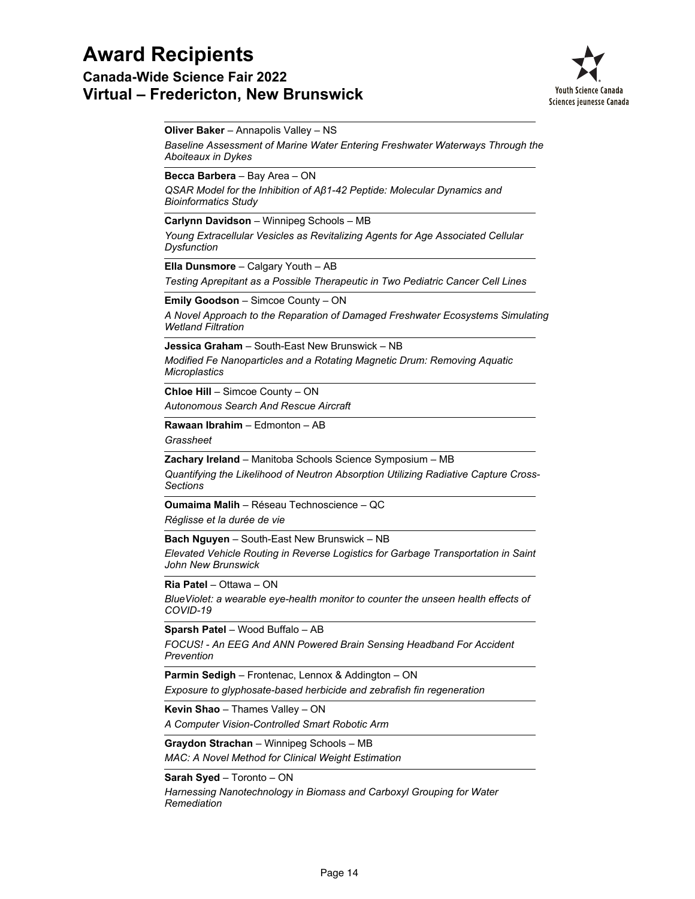# Award Recipients

## Canada-Wide Science Fair 2022
## Virtual – Fredericton, New Brunswick

---

**Oliver Baker** – Annapolis Valley – NS

*Baseline Assessment of Marine Water Entering Freshwater Waterways Through the Aboiteaux in Dykes*

---

**Becca Barbera** – Bay Area – ON

*QSAR Model for the Inhibition of Aβ1-42 Peptide: Molecular Dynamics and Bioinformatics Study*

---

**Carlynn Davidson** – Winnipeg Schools – MB

*Young Extracellular Vesicles as Revitalizing Agents for Age Associated Cellular Dysfunction*

---

**Ella Dunsmore** – Calgary Youth – AB

*Testing Aprepitant as a Possible Therapeutic in Two Pediatric Cancer Cell Lines*

---

**Emily Goodson** – Simcoe County – ON

*A Novel Approach to the Reparation of Damaged Freshwater Ecosystems Simulating Wetland Filtration*

---

**Jessica Graham** – South-East New Brunswick – NB

*Modified Fe Nanoparticles and a Rotating Magnetic Drum: Removing Aquatic Microplastics*

---

**Chloe Hill** – Simcoe County – ON

*Autonomous Search And Rescue Aircraft*

---

**Rawaan Ibrahim** – Edmonton – AB

*Grassheet*

---

**Zachary Ireland** – Manitoba Schools Science Symposium – MB

*Quantifying the Likelihood of Neutron Absorption Utilizing Radiative Capture Cross-Sections*

---

**Oumaima Malih** – Réseau Technoscience – QC

*Réglisse et la durée de vie*

---

**Bach Nguyen** – South-East New Brunswick – NB

*Elevated Vehicle Routing in Reverse Logistics for Garbage Transportation in Saint John New Brunswick*

---

**Ria Patel** – Ottawa – ON

*BlueViolet: a wearable eye-health monitor to counter the unseen health effects of COVID-19*

---

**Sparsh Patel** – Wood Buffalo – AB

*FOCUS! - An EEG And ANN Powered Brain Sensing Headband For Accident Prevention*

---

**Parmin Sedigh** – Frontenac, Lennox & Addington – ON

*Exposure to glyphosate-based herbicide and zebrafish fin regeneration*

---

**Kevin Shao** – Thames Valley – ON

*A Computer Vision-Controlled Smart Robotic Arm*

---

**Graydon Strachan** – Winnipeg Schools – MB

*MAC: A Novel Method for Clinical Weight Estimation*

---

**Sarah Syed** – Toronto – ON

*Harnessing Nanotechnology in Biomass and Carboxyl Grouping for Water Remediation*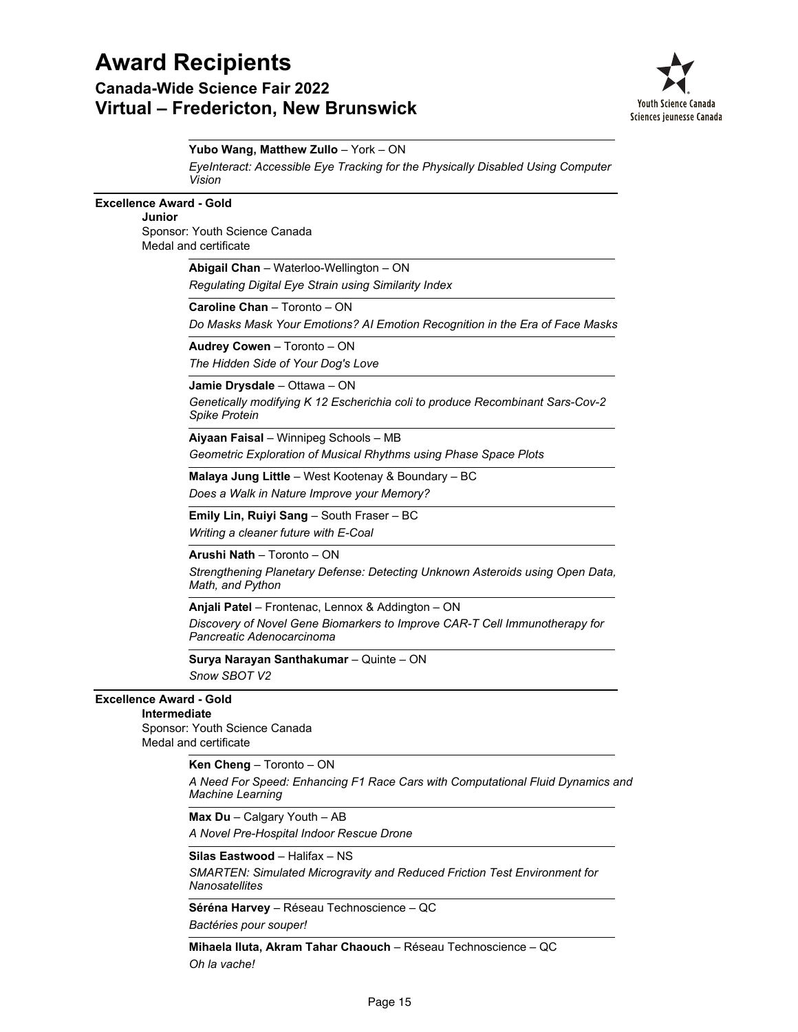**Yubo Wang, Matthew Zullo** – York – ON

*EyeInteract: Accessible Eye Tracking for the Physically Disabled Using Computer Vision*

**Excellence Award - Gold**

**Junior**

Sponsor: Youth Science Canada

Medal and certificate

**Abigail Chan** – Waterloo-Wellington – ON

*Regulating Digital Eye Strain using Similarity Index*

**Caroline Chan** – Toronto – ON

*Do Masks Mask Your Emotions? AI Emotion Recognition in the Era of Face Masks*

**Audrey Cowen** – Toronto – ON

*The Hidden Side of Your Dog's Love*

**Jamie Drysdale** – Ottawa – ON

*Genetically modifying K 12 Escherichia coli to produce Recombinant Sars-Cov-2 Spike Protein*

**Aiyaan Faisal** – Winnipeg Schools – MB

*Geometric Exploration of Musical Rhythms using Phase Space Plots*

**Malaya Jung Little** – West Kootenay & Boundary – BC

*Does a Walk in Nature Improve your Memory?*

**Emily Lin, Ruiyi Sang** – South Fraser – BC

*Writing a cleaner future with E-Coal*

**Arushi Nath** – Toronto – ON

*Strengthening Planetary Defense: Detecting Unknown Asteroids using Open Data, Math, and Python*

**Anjali Patel** – Frontenac, Lennox & Addington – ON

*Discovery of Novel Gene Biomarkers to Improve CAR-T Cell Immunotherapy for Pancreatic Adenocarcinoma*

**Surya Narayan Santhakumar** – Quinte – ON

*Snow SBOT V2*

**Excellence Award - Gold**

**Intermediate**

Sponsor: Youth Science Canada

Medal and certificate

**Ken Cheng** – Toronto – ON

*A Need For Speed: Enhancing F1 Race Cars with Computational Fluid Dynamics and Machine Learning*

**Max Du** – Calgary Youth – AB

*A Novel Pre-Hospital Indoor Rescue Drone*

**Silas Eastwood** – Halifax – NS

*SMARTEN: Simulated Microgravity and Reduced Friction Test Environment for Nanosatellites*

**Séréna Harvey** – Réseau Technoscience – QC

*Bactéries pour souper!*

**Mihaela Iluta, Akram Tahar Chaouch** – Réseau Technoscience – QC

*Oh la vache!*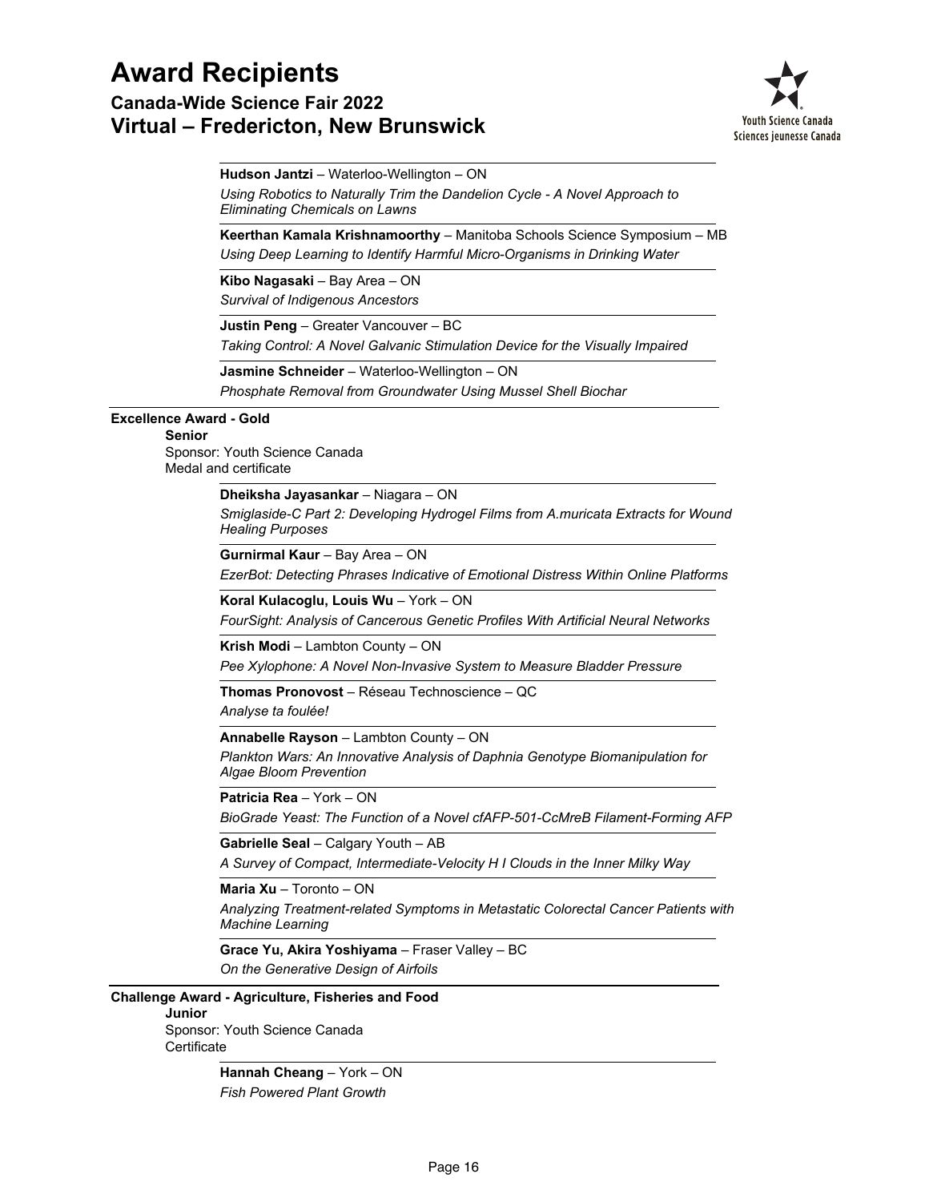**Hudson Jantzi** – Waterloo-Wellington – ON
*Using Robotics to Naturally Trim the Dandelion Cycle - A Novel Approach to Eliminating Chemicals on Lawns*

**Keerthan Kamala Krishnamoorthy** – Manitoba Schools Science Symposium – MB
*Using Deep Learning to Identify Harmful Micro-Organisms in Drinking Water*

**Kibo Nagasaki** – Bay Area – ON
*Survival of Indigenous Ancestors*

**Justin Peng** – Greater Vancouver – BC
*Taking Control: A Novel Galvanic Stimulation Device for the Visually Impaired*

**Jasmine Schneider** – Waterloo-Wellington – ON
*Phosphate Removal from Groundwater Using Mussel Shell Biochar*

**Excellence Award - Gold**

**Senior**
Sponsor: Youth Science Canada
Medal and certificate

**Dheiksha Jayasankar** – Niagara – ON
*Smiglaside-C Part 2: Developing Hydrogel Films from A.muricata Extracts for Wound Healing Purposes*

**Gurnirmal Kaur** – Bay Area – ON
*EzerBot: Detecting Phrases Indicative of Emotional Distress Within Online Platforms*

**Koral Kulacoglu, Louis Wu** – York – ON
*FourSight: Analysis of Cancerous Genetic Profiles With Artificial Neural Networks*

**Krish Modi** – Lambton County – ON
*Pee Xylophone: A Novel Non-Invasive System to Measure Bladder Pressure*

**Thomas Pronovost** – Réseau Technoscience – QC
*Analyse ta foulée!*

**Annabelle Rayson** – Lambton County – ON
*Plankton Wars: An Innovative Analysis of Daphnia Genotype Biomanipulation for Algae Bloom Prevention*

**Patricia Rea** – York – ON
*BioGrade Yeast: The Function of a Novel cfAFP-501-CcMreB Filament-Forming AFP*

**Gabrielle Seal** – Calgary Youth – AB
*A Survey of Compact, Intermediate-Velocity H I Clouds in the Inner Milky Way*

**Maria Xu** – Toronto – ON
*Analyzing Treatment-related Symptoms in Metastatic Colorectal Cancer Patients with Machine Learning*

**Grace Yu, Akira Yoshiyama** – Fraser Valley – BC
*On the Generative Design of Airfoils*

**Challenge Award - Agriculture, Fisheries and Food**

**Junior**
Sponsor: Youth Science Canada
Certificate

**Hannah Cheang** – York – ON
*Fish Powered Plant Growth*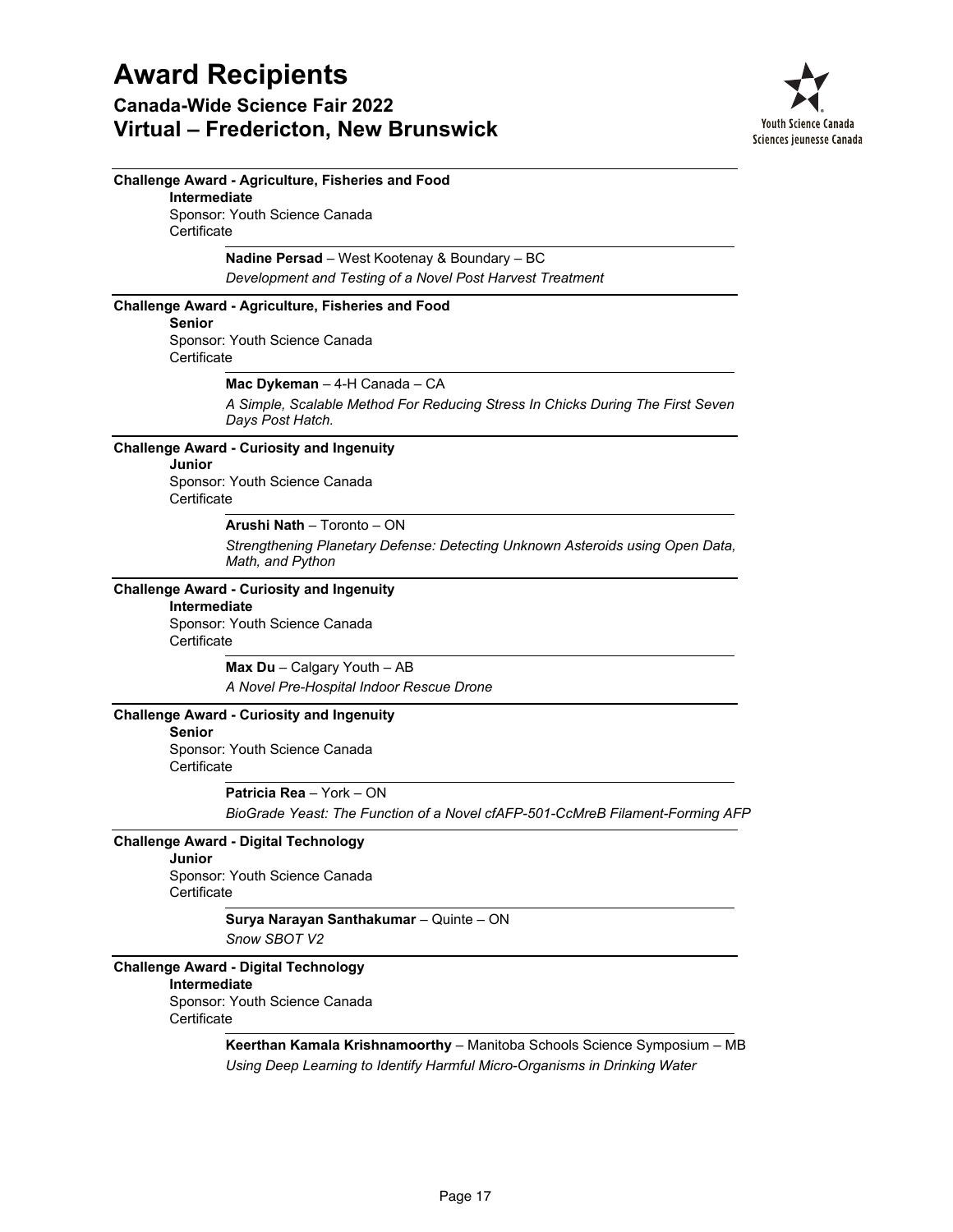# Award Recipients

## Canada-Wide Science Fair 2022
## Virtual – Fredericton, New Brunswick

Youth Science Canada
Sciences jeunesse Canada

---

**Challenge Award - Agriculture, Fisheries and Food**
**Intermediate**
Sponsor: Youth Science Canada
Certificate

**Nadine Persad** – West Kootenay & Boundary – BC
*Development and Testing of a Novel Post Harvest Treatment*

---

**Challenge Award - Agriculture, Fisheries and Food**
**Senior**
Sponsor: Youth Science Canada
Certificate

**Mac Dykeman** – 4-H Canada – CA
*A Simple, Scalable Method For Reducing Stress In Chicks During The First Seven Days Post Hatch.*

---

**Challenge Award - Curiosity and Ingenuity**
**Junior**
Sponsor: Youth Science Canada
Certificate

**Arushi Nath** – Toronto – ON
*Strengthening Planetary Defense: Detecting Unknown Asteroids using Open Data, Math, and Python*

---

**Challenge Award - Curiosity and Ingenuity**
**Intermediate**
Sponsor: Youth Science Canada
Certificate

**Max Du** – Calgary Youth – AB
*A Novel Pre-Hospital Indoor Rescue Drone*

---

**Challenge Award - Curiosity and Ingenuity**
**Senior**
Sponsor: Youth Science Canada
Certificate

**Patricia Rea** – York – ON
*BioGrade Yeast: The Function of a Novel cfAFP-501-CcMreB Filament-Forming AFP*

---

**Challenge Award - Digital Technology**
**Junior**
Sponsor: Youth Science Canada
Certificate

**Surya Narayan Santhakumar** – Quinte – ON
*Snow SBOT V2*

---

**Challenge Award - Digital Technology**
**Intermediate**
Sponsor: Youth Science Canada
Certificate

**Keerthan Kamala Krishnamoorthy** – Manitoba Schools Science Symposium – MB
*Using Deep Learning to Identify Harmful Micro-Organisms in Drinking Water*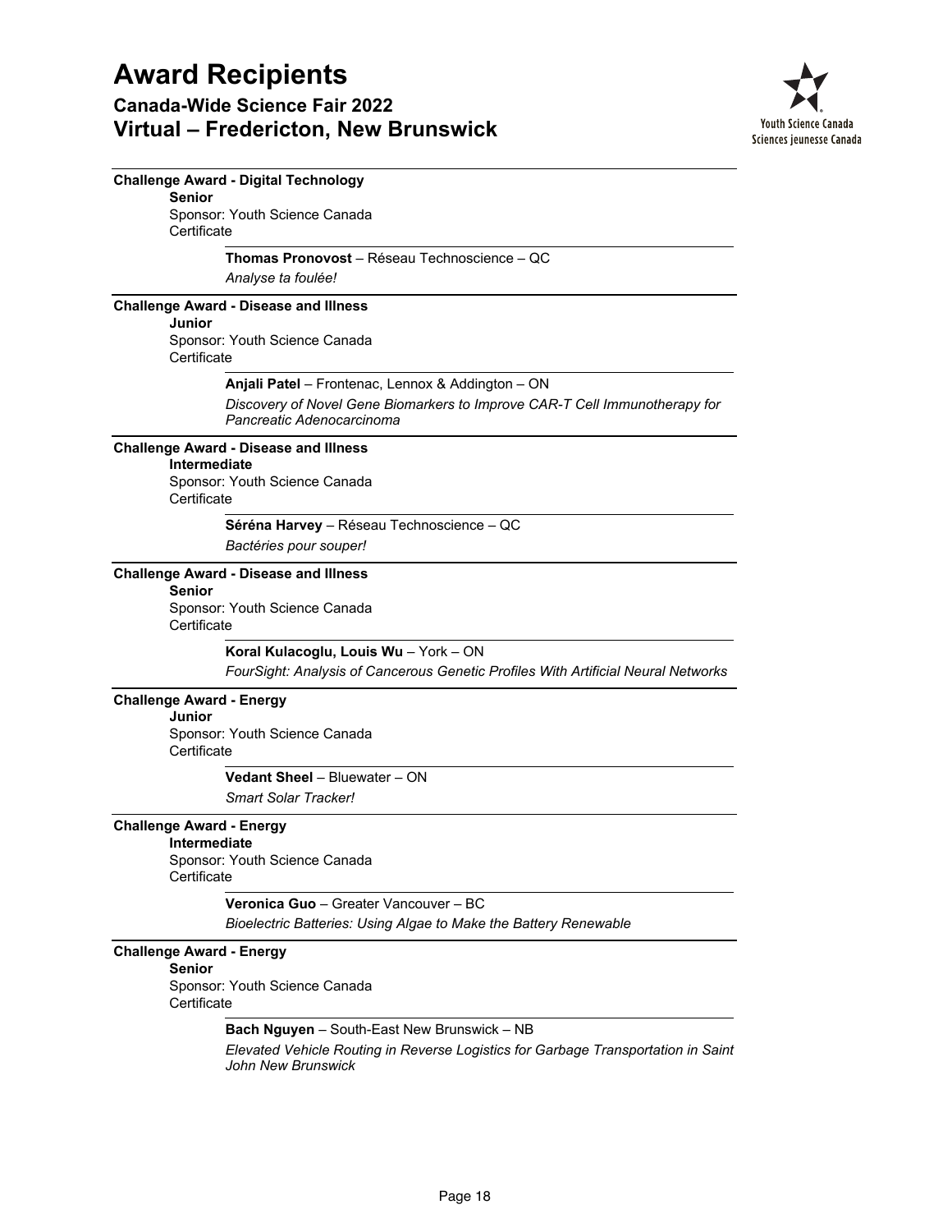# Award Recipients

## Canada-Wide Science Fair 2022
## Virtual – Fredericton, New Brunswick

---

**Challenge Award - Digital Technology**
**Senior**
Sponsor: Youth Science Canada
Certificate

**Thomas Pronovost** – Réseau Technoscience – QC
*Analyse ta foulée!*

---

**Challenge Award - Disease and Illness**
**Junior**
Sponsor: Youth Science Canada
Certificate

**Anjali Patel** – Frontenac, Lennox & Addington – ON
*Discovery of Novel Gene Biomarkers to Improve CAR-T Cell Immunotherapy for Pancreatic Adenocarcinoma*

---

**Challenge Award - Disease and Illness**
**Intermediate**
Sponsor: Youth Science Canada
Certificate

**Séréna Harvey** – Réseau Technoscience – QC
*Bactéries pour souper!*

---

**Challenge Award - Disease and Illness**
**Senior**
Sponsor: Youth Science Canada
Certificate

**Koral Kulacoglu, Louis Wu** – York – ON
*FourSight: Analysis of Cancerous Genetic Profiles With Artificial Neural Networks*

---

**Challenge Award - Energy**
**Junior**
Sponsor: Youth Science Canada
Certificate

**Vedant Sheel** – Bluewater – ON
*Smart Solar Tracker!*

---

**Challenge Award - Energy**
**Intermediate**
Sponsor: Youth Science Canada
Certificate

**Veronica Guo** – Greater Vancouver – BC
*Bioelectric Batteries: Using Algae to Make the Battery Renewable*

---

**Challenge Award - Energy**
**Senior**
Sponsor: Youth Science Canada
Certificate

**Bach Nguyen** – South-East New Brunswick – NB
*Elevated Vehicle Routing in Reverse Logistics for Garbage Transportation in Saint John New Brunswick*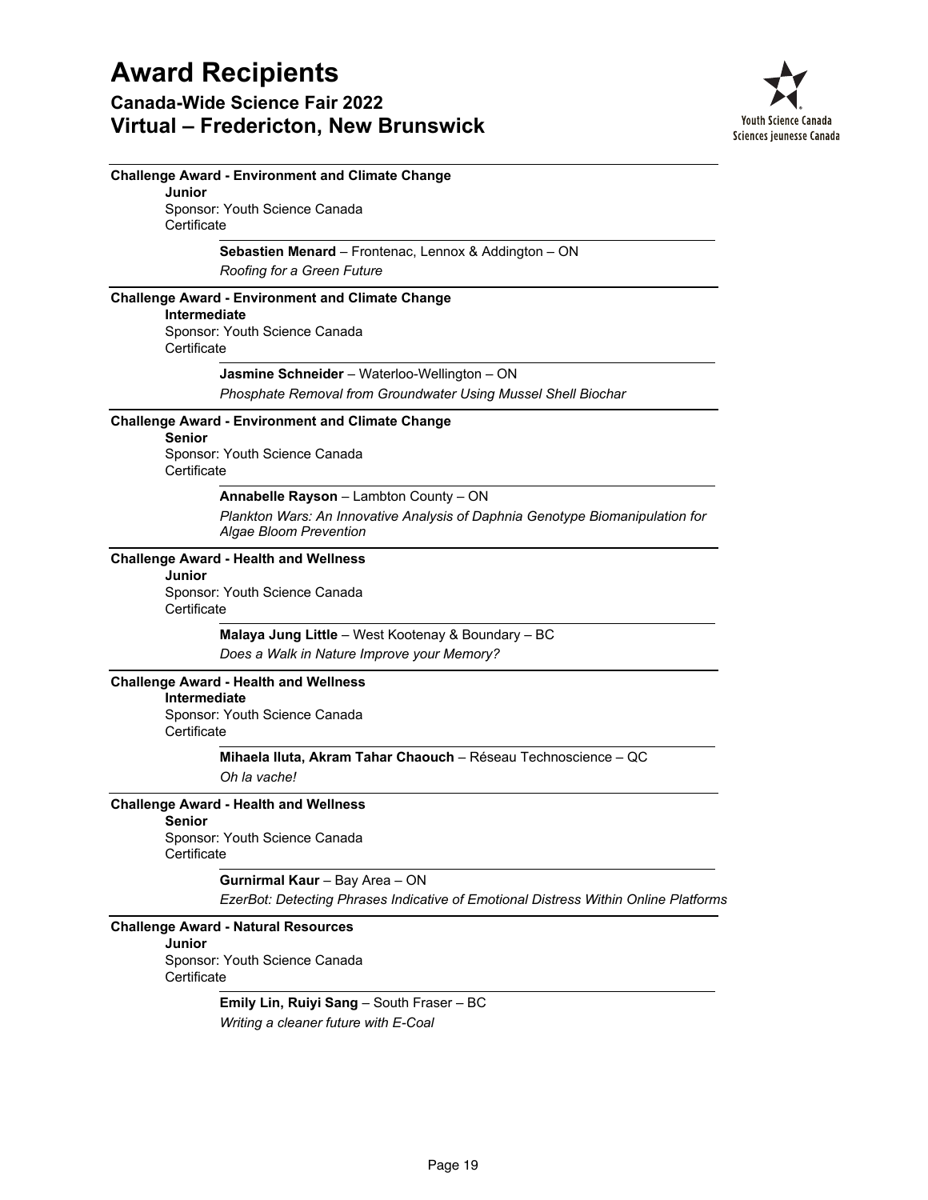**Challenge Award - Environment and Climate Change**

**Junior**

Sponsor: Youth Science Canada

Certificate

**Sebastien Menard** – Frontenac, Lennox & Addington – ON

*Roofing for a Green Future*

**Challenge Award - Environment and Climate Change**

**Intermediate**

Sponsor: Youth Science Canada

Certificate

**Jasmine Schneider** – Waterloo-Wellington – ON

*Phosphate Removal from Groundwater Using Mussel Shell Biochar*

**Challenge Award - Environment and Climate Change**

**Senior**

Sponsor: Youth Science Canada

Certificate

**Annabelle Rayson** – Lambton County – ON

*Plankton Wars: An Innovative Analysis of Daphnia Genotype Biomanipulation for Algae Bloom Prevention*

**Challenge Award - Health and Wellness**

**Junior**

Sponsor: Youth Science Canada

Certificate

**Malaya Jung Little** – West Kootenay & Boundary – BC

*Does a Walk in Nature Improve your Memory?*

**Challenge Award - Health and Wellness**

**Intermediate**

Sponsor: Youth Science Canada

Certificate

**Mihaela Iluta, Akram Tahar Chaouch** – Réseau Technoscience – QC

*Oh la vache!*

**Challenge Award - Health and Wellness**

**Senior**

Sponsor: Youth Science Canada

Certificate

**Gurnirmal Kaur** – Bay Area – ON

*EzerBot: Detecting Phrases Indicative of Emotional Distress Within Online Platforms*

**Challenge Award - Natural Resources**

**Junior**

Sponsor: Youth Science Canada

Certificate

**Emily Lin, Ruiyi Sang** – South Fraser – BC

*Writing a cleaner future with E-Coal*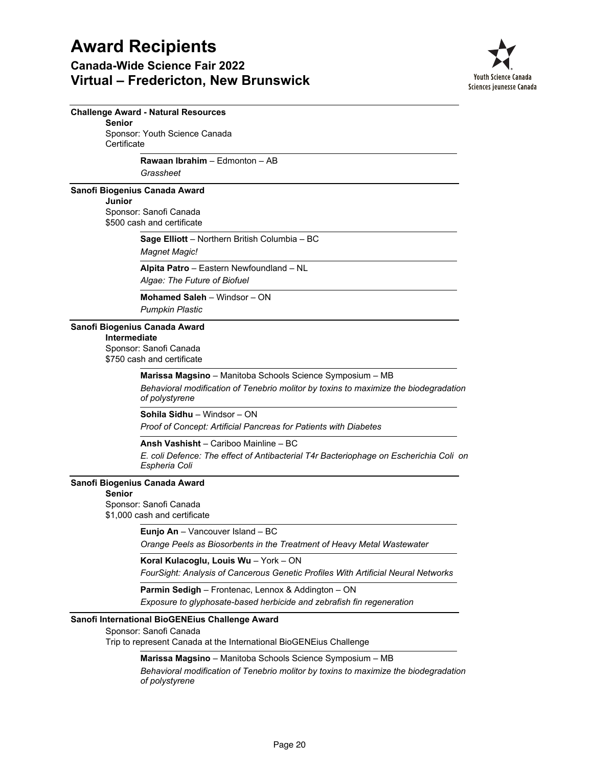## Challenge Award - Natural Resources

**Senior**
Sponsor: Youth Science Canada
Certificate

**Rawaan Ibrahim** – Edmonton – AB
*Grassheet*

## Sanofi Biogenius Canada Award

**Junior**
Sponsor: Sanofi Canada
$500 cash and certificate

**Sage Elliott** – Northern British Columbia – BC
*Magnet Magic!*

**Alpita Patro** – Eastern Newfoundland – NL
*Algae: The Future of Biofuel*

**Mohamed Saleh** – Windsor – ON
*Pumpkin Plastic*

## Sanofi Biogenius Canada Award

**Intermediate**
Sponsor: Sanofi Canada
$750 cash and certificate

**Marissa Magsino** – Manitoba Schools Science Symposium – MB
*Behavioral modification of Tenebrio molitor by toxins to maximize the biodegradation of polystyrene*

**Sohila Sidhu** – Windsor – ON
*Proof of Concept: Artificial Pancreas for Patients with Diabetes*

**Ansh Vashisht** – Cariboo Mainline – BC
*E. coli Defence: The effect of Antibacterial T4r Bacteriophage on Escherichia Coli on Espheria Coli*

## Sanofi Biogenius Canada Award

**Senior**
Sponsor: Sanofi Canada
$1,000 cash and certificate

**Eunjo An** – Vancouver Island – BC
*Orange Peels as Biosorbents in the Treatment of Heavy Metal Wastewater*

**Koral Kulacoglu, Louis Wu** – York – ON
*FourSight: Analysis of Cancerous Genetic Profiles With Artificial Neural Networks*

**Parmin Sedigh** – Frontenac, Lennox & Addington – ON
*Exposure to glyphosate-based herbicide and zebrafish fin regeneration*

## Sanofi International BioGENEius Challenge Award

Sponsor: Sanofi Canada
Trip to represent Canada at the International BioGENEius Challenge

**Marissa Magsino** – Manitoba Schools Science Symposium – MB
*Behavioral modification of Tenebrio molitor by toxins to maximize the biodegradation of polystyrene*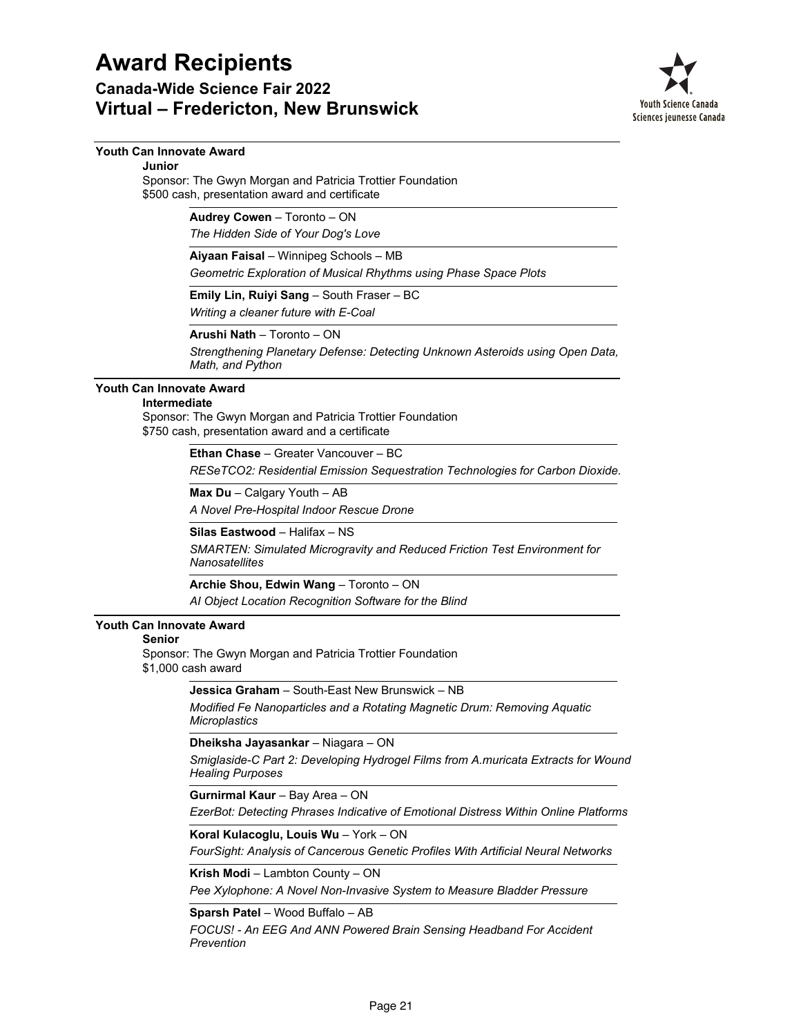# Award Recipients

## Canada-Wide Science Fair 2022
## Virtual – Fredericton, New Brunswick

### Youth Can Innovate Award

**Junior**

Sponsor: The Gwyn Morgan and Patricia Trottier Foundation
$500 cash, presentation award and certificate

**Audrey Cowen** – Toronto – ON
*The Hidden Side of Your Dog's Love*

**Aiyaan Faisal** – Winnipeg Schools – MB
*Geometric Exploration of Musical Rhythms using Phase Space Plots*

**Emily Lin, Ruiyi Sang** – South Fraser – BC
*Writing a cleaner future with E-Coal*

**Arushi Nath** – Toronto – ON
*Strengthening Planetary Defense: Detecting Unknown Asteroids using Open Data, Math, and Python*

### Youth Can Innovate Award

**Intermediate**

Sponsor: The Gwyn Morgan and Patricia Trottier Foundation
$750 cash, presentation award and a certificate

**Ethan Chase** – Greater Vancouver – BC
*RESeTCO2: Residential Emission Sequestration Technologies for Carbon Dioxide.*

**Max Du** – Calgary Youth – AB
*A Novel Pre-Hospital Indoor Rescue Drone*

**Silas Eastwood** – Halifax – NS
*SMARTEN: Simulated Microgravity and Reduced Friction Test Environment for Nanosatellites*

**Archie Shou, Edwin Wang** – Toronto – ON
*AI Object Location Recognition Software for the Blind*

### Youth Can Innovate Award

**Senior**

Sponsor: The Gwyn Morgan and Patricia Trottier Foundation
$1,000 cash award

**Jessica Graham** – South-East New Brunswick – NB
*Modified Fe Nanoparticles and a Rotating Magnetic Drum: Removing Aquatic Microplastics*

**Dheiksha Jayasankar** – Niagara – ON
*Smiglaside-C Part 2: Developing Hydrogel Films from A.muricata Extracts for Wound Healing Purposes*

**Gurnirmal Kaur** – Bay Area – ON
*EzerBot: Detecting Phrases Indicative of Emotional Distress Within Online Platforms*

**Koral Kulacoglu, Louis Wu** – York – ON
*FourSight: Analysis of Cancerous Genetic Profiles With Artificial Neural Networks*

**Krish Modi** – Lambton County – ON
*Pee Xylophone: A Novel Non-Invasive System to Measure Bladder Pressure*

**Sparsh Patel** – Wood Buffalo – AB
*FOCUS! - An EEG And ANN Powered Brain Sensing Headband For Accident Prevention*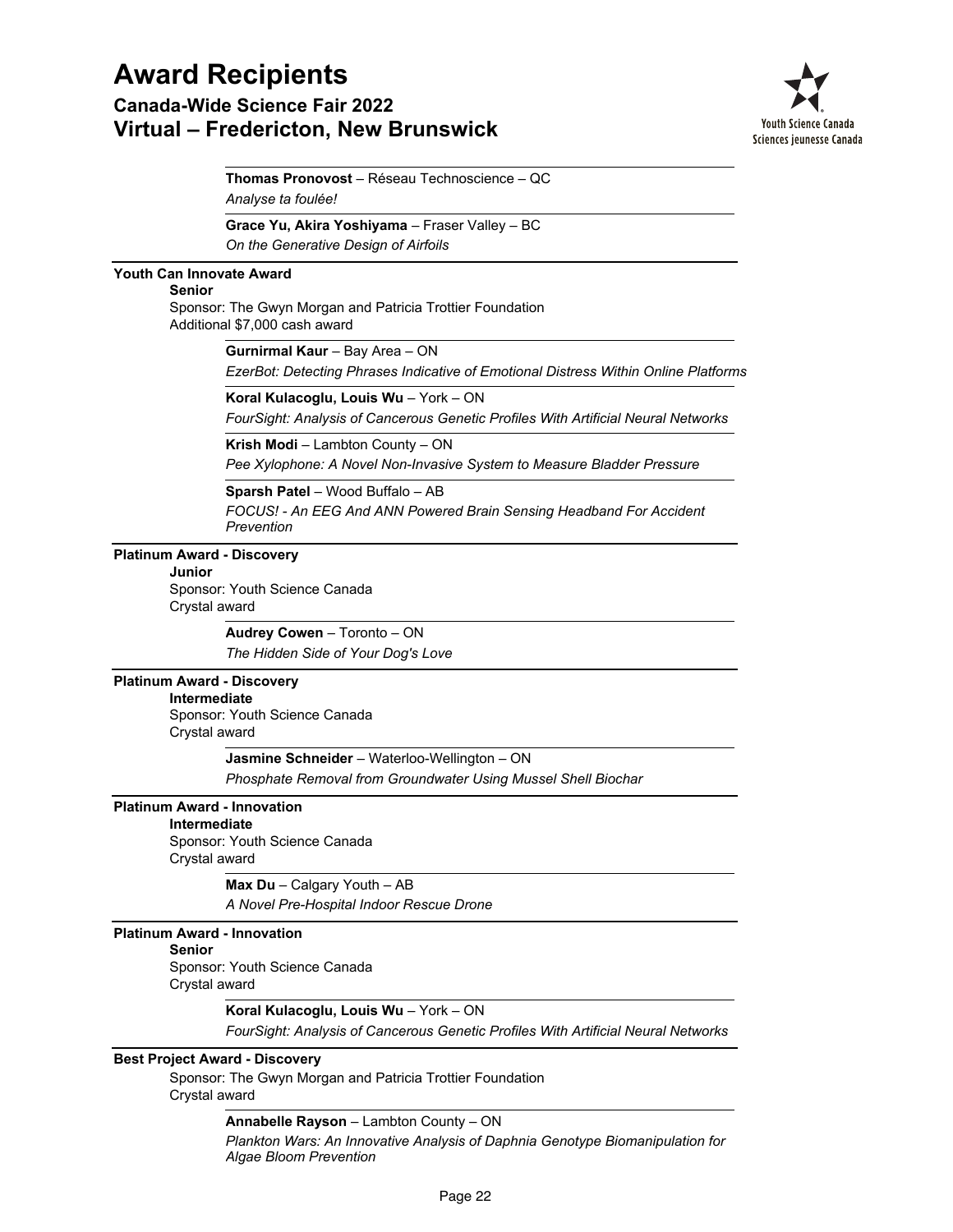**Thomas Pronovost** – Réseau Technoscience – QC
*Analyse ta foulée!*

**Grace Yu, Akira Yoshiyama** – Fraser Valley – BC
*On the Generative Design of Airfoils*

### Youth Can Innovate Award

**Senior**
Sponsor: The Gwyn Morgan and Patricia Trottier Foundation
Additional $7,000 cash award

**Gurnirmal Kaur** – Bay Area – ON
*EzerBot: Detecting Phrases Indicative of Emotional Distress Within Online Platforms*

**Koral Kulacoglu, Louis Wu** – York – ON
*FourSight: Analysis of Cancerous Genetic Profiles With Artificial Neural Networks*

**Krish Modi** – Lambton County – ON
*Pee Xylophone: A Novel Non-Invasive System to Measure Bladder Pressure*

**Sparsh Patel** – Wood Buffalo – AB
*FOCUS! - An EEG And ANN Powered Brain Sensing Headband For Accident Prevention*

### Platinum Award - Discovery

**Junior**
Sponsor: Youth Science Canada
Crystal award

**Audrey Cowen** – Toronto – ON
*The Hidden Side of Your Dog's Love*

### Platinum Award - Discovery

**Intermediate**
Sponsor: Youth Science Canada
Crystal award

**Jasmine Schneider** – Waterloo-Wellington – ON
*Phosphate Removal from Groundwater Using Mussel Shell Biochar*

### Platinum Award - Innovation

**Intermediate**
Sponsor: Youth Science Canada
Crystal award

**Max Du** – Calgary Youth – AB
*A Novel Pre-Hospital Indoor Rescue Drone*

### Platinum Award - Innovation

**Senior**
Sponsor: Youth Science Canada
Crystal award

**Koral Kulacoglu, Louis Wu** – York – ON
*FourSight: Analysis of Cancerous Genetic Profiles With Artificial Neural Networks*

### Best Project Award - Discovery

Sponsor: The Gwyn Morgan and Patricia Trottier Foundation
Crystal award

**Annabelle Rayson** – Lambton County – ON
*Plankton Wars: An Innovative Analysis of Daphnia Genotype Biomanipulation for Algae Bloom Prevention*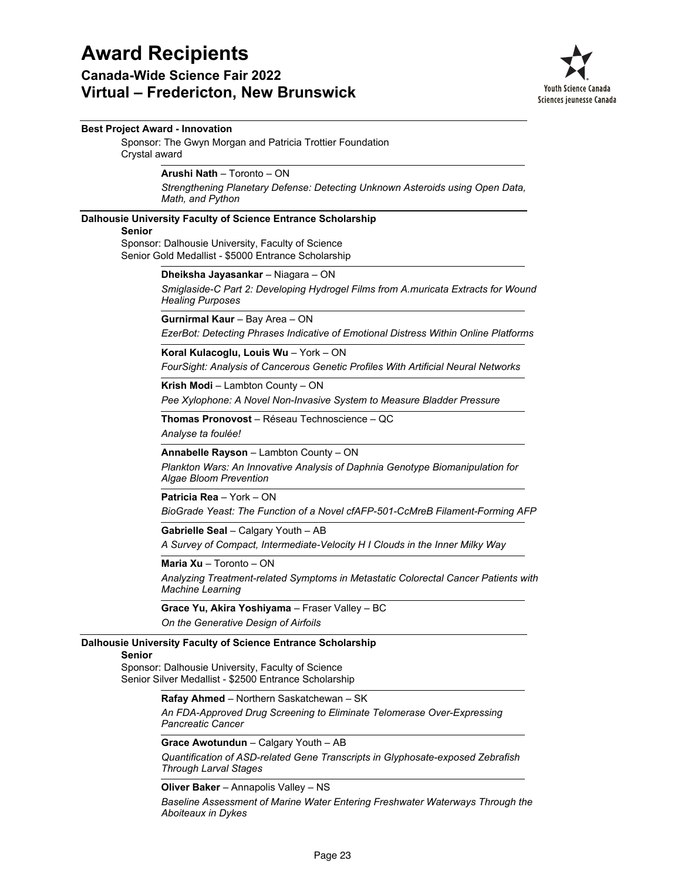# Award Recipients

## Canada-Wide Science Fair 2022
## Virtual – Fredericton, New Brunswick

**Best Project Award - Innovation**

Sponsor: The Gwyn Morgan and Patricia Trottier Foundation
Crystal award

**Arushi Nath** – Toronto – ON
*Strengthening Planetary Defense: Detecting Unknown Asteroids using Open Data, Math, and Python*

---

**Dalhousie University Faculty of Science Entrance Scholarship**

**Senior**

Sponsor: Dalhousie University, Faculty of Science
Senior Gold Medallist - $5000 Entrance Scholarship

**Dheiksha Jayasankar** – Niagara – ON
*Smiglaside-C Part 2: Developing Hydrogel Films from A.muricata Extracts for Wound Healing Purposes*

**Gurnirmal Kaur** – Bay Area – ON
*EzerBot: Detecting Phrases Indicative of Emotional Distress Within Online Platforms*

**Koral Kulacoglu, Louis Wu** – York – ON
*FourSight: Analysis of Cancerous Genetic Profiles With Artificial Neural Networks*

**Krish Modi** – Lambton County – ON
*Pee Xylophone: A Novel Non-Invasive System to Measure Bladder Pressure*

**Thomas Pronovost** – Réseau Technoscience – QC
*Analyse ta foulée!*

**Annabelle Rayson** – Lambton County – ON
*Plankton Wars: An Innovative Analysis of Daphnia Genotype Biomanipulation for Algae Bloom Prevention*

**Patricia Rea** – York – ON
*BioGrade Yeast: The Function of a Novel cfAFP-501-CcMreB Filament-Forming AFP*

**Gabrielle Seal** – Calgary Youth – AB
*A Survey of Compact, Intermediate-Velocity H I Clouds in the Inner Milky Way*

**Maria Xu** – Toronto – ON
*Analyzing Treatment-related Symptoms in Metastatic Colorectal Cancer Patients with Machine Learning*

**Grace Yu, Akira Yoshiyama** – Fraser Valley – BC
*On the Generative Design of Airfoils*

---

**Dalhousie University Faculty of Science Entrance Scholarship**

**Senior**

Sponsor: Dalhousie University, Faculty of Science
Senior Silver Medallist - $2500 Entrance Scholarship

**Rafay Ahmed** – Northern Saskatchewan – SK
*An FDA-Approved Drug Screening to Eliminate Telomerase Over-Expressing Pancreatic Cancer*

**Grace Awotundun** – Calgary Youth – AB
*Quantification of ASD-related Gene Transcripts in Glyphosate-exposed Zebrafish Through Larval Stages*

**Oliver Baker** – Annapolis Valley – NS
*Baseline Assessment of Marine Water Entering Freshwater Waterways Through the Aboiteaux in Dykes*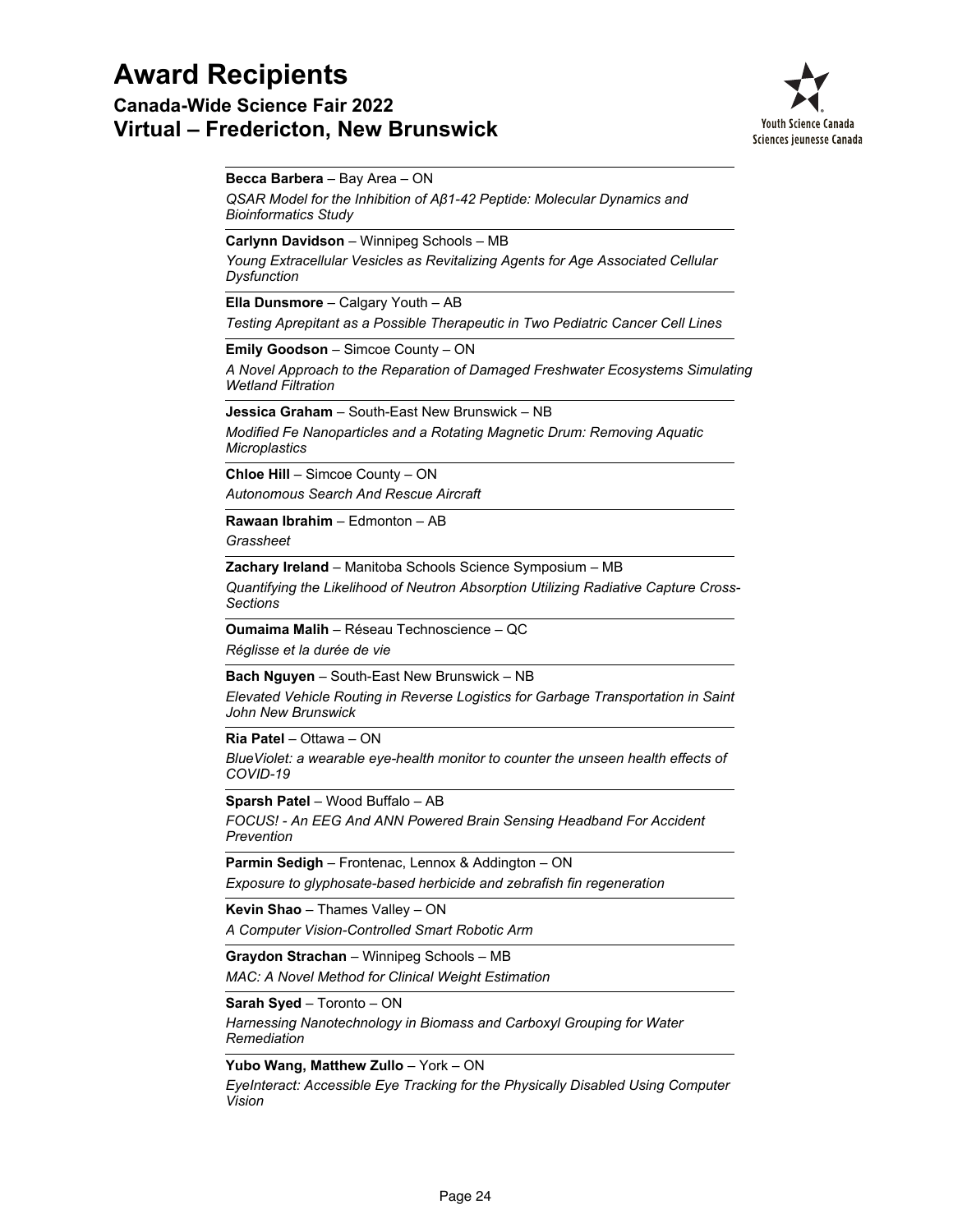# Award Recipients

## Canada-Wide Science Fair 2022
## Virtual – Fredericton, New Brunswick

**Becca Barbera** – Bay Area – ON
*QSAR Model for the Inhibition of Aβ1-42 Peptide: Molecular Dynamics and Bioinformatics Study*

**Carlynn Davidson** – Winnipeg Schools – MB
*Young Extracellular Vesicles as Revitalizing Agents for Age Associated Cellular Dysfunction*

**Ella Dunsmore** – Calgary Youth – AB
*Testing Aprepitant as a Possible Therapeutic in Two Pediatric Cancer Cell Lines*

**Emily Goodson** – Simcoe County – ON
*A Novel Approach to the Reparation of Damaged Freshwater Ecosystems Simulating Wetland Filtration*

**Jessica Graham** – South-East New Brunswick – NB
*Modified Fe Nanoparticles and a Rotating Magnetic Drum: Removing Aquatic Microplastics*

**Chloe Hill** – Simcoe County – ON
*Autonomous Search And Rescue Aircraft*

**Rawaan Ibrahim** – Edmonton – AB
*Grassheet*

**Zachary Ireland** – Manitoba Schools Science Symposium – MB
*Quantifying the Likelihood of Neutron Absorption Utilizing Radiative Capture Cross-Sections*

**Oumaima Malih** – Réseau Technoscience – QC
*Réglisse et la durée de vie*

**Bach Nguyen** – South-East New Brunswick – NB
*Elevated Vehicle Routing in Reverse Logistics for Garbage Transportation in Saint John New Brunswick*

**Ria Patel** – Ottawa – ON
*BlueViolet: a wearable eye-health monitor to counter the unseen health effects of COVID-19*

**Sparsh Patel** – Wood Buffalo – AB
*FOCUS! - An EEG And ANN Powered Brain Sensing Headband For Accident Prevention*

**Parmin Sedigh** – Frontenac, Lennox & Addington – ON
*Exposure to glyphosate-based herbicide and zebrafish fin regeneration*

**Kevin Shao** – Thames Valley – ON
*A Computer Vision-Controlled Smart Robotic Arm*

**Graydon Strachan** – Winnipeg Schools – MB
*MAC: A Novel Method for Clinical Weight Estimation*

**Sarah Syed** – Toronto – ON
*Harnessing Nanotechnology in Biomass and Carboxyl Grouping for Water Remediation*

**Yubo Wang, Matthew Zullo** – York – ON
*EyeInteract: Accessible Eye Tracking for the Physically Disabled Using Computer Vision*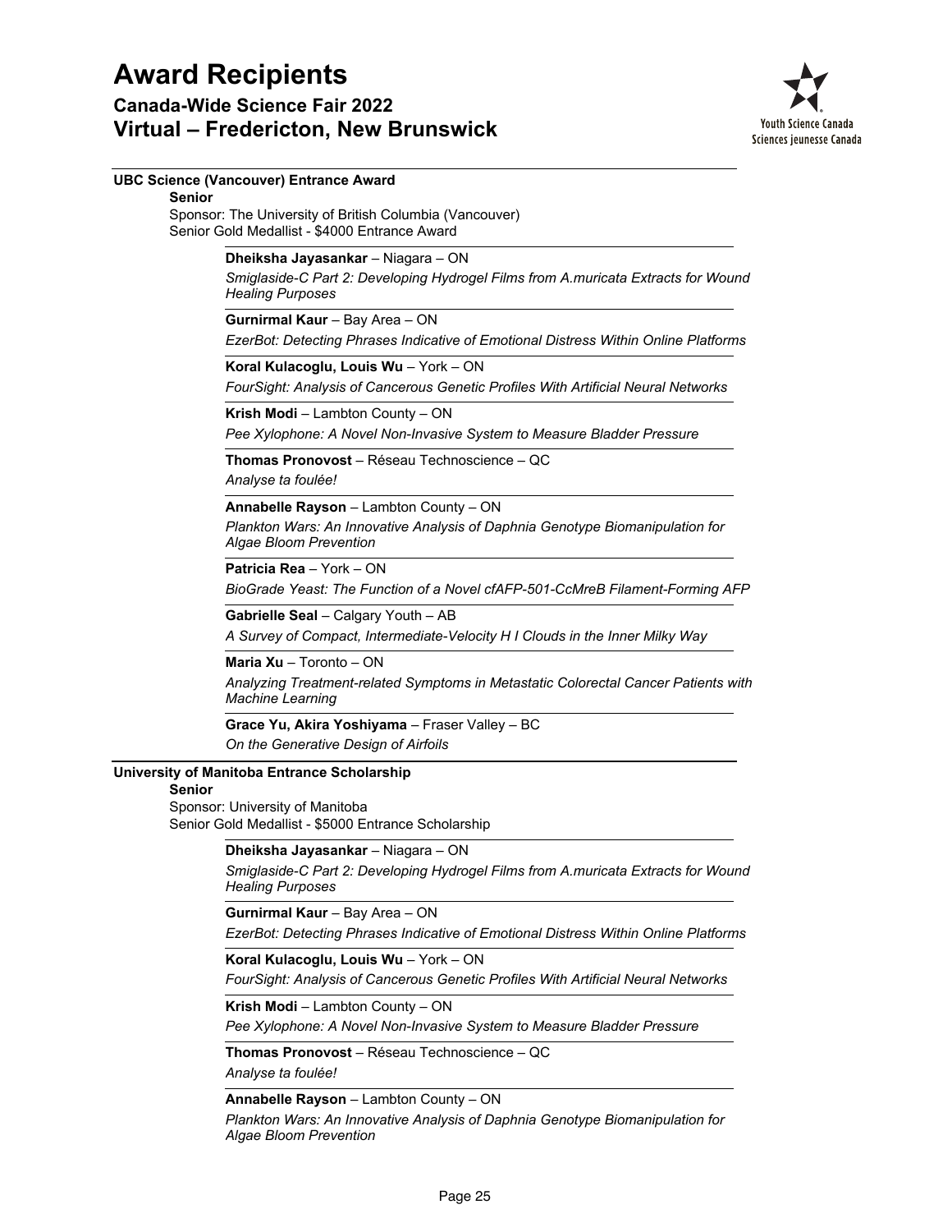# Award Recipients

## Canada-Wide Science Fair 2022
## Virtual – Fredericton, New Brunswick

### UBC Science (Vancouver) Entrance Award

**Senior**

Sponsor: The University of British Columbia (Vancouver)
Senior Gold Medallist - $4000 Entrance Award

**Dheiksha Jayasankar** – Niagara – ON
*Smiglaside-C Part 2: Developing Hydrogel Films from A.muricata Extracts for Wound Healing Purposes*

**Gurnirmal Kaur** – Bay Area – ON
*EzerBot: Detecting Phrases Indicative of Emotional Distress Within Online Platforms*

**Koral Kulacoglu, Louis Wu** – York – ON
*FourSight: Analysis of Cancerous Genetic Profiles With Artificial Neural Networks*

**Krish Modi** – Lambton County – ON
*Pee Xylophone: A Novel Non-Invasive System to Measure Bladder Pressure*

**Thomas Pronovost** – Réseau Technoscience – QC
*Analyse ta foulée!*

**Annabelle Rayson** – Lambton County – ON
*Plankton Wars: An Innovative Analysis of Daphnia Genotype Biomanipulation for Algae Bloom Prevention*

**Patricia Rea** – York – ON
*BioGrade Yeast: The Function of a Novel cfAFP-501-CcMreB Filament-Forming AFP*

**Gabrielle Seal** – Calgary Youth – AB
*A Survey of Compact, Intermediate-Velocity H I Clouds in the Inner Milky Way*

**Maria Xu** – Toronto – ON
*Analyzing Treatment-related Symptoms in Metastatic Colorectal Cancer Patients with Machine Learning*

**Grace Yu, Akira Yoshiyama** – Fraser Valley – BC
*On the Generative Design of Airfoils*

### University of Manitoba Entrance Scholarship

**Senior**

Sponsor: University of Manitoba
Senior Gold Medallist - $5000 Entrance Scholarship

**Dheiksha Jayasankar** – Niagara – ON
*Smiglaside-C Part 2: Developing Hydrogel Films from A.muricata Extracts for Wound Healing Purposes*

**Gurnirmal Kaur** – Bay Area – ON
*EzerBot: Detecting Phrases Indicative of Emotional Distress Within Online Platforms*

**Koral Kulacoglu, Louis Wu** – York – ON
*FourSight: Analysis of Cancerous Genetic Profiles With Artificial Neural Networks*

**Krish Modi** – Lambton County – ON
*Pee Xylophone: A Novel Non-Invasive System to Measure Bladder Pressure*

**Thomas Pronovost** – Réseau Technoscience – QC
*Analyse ta foulée!*

**Annabelle Rayson** – Lambton County – ON
*Plankton Wars: An Innovative Analysis of Daphnia Genotype Biomanipulation for Algae Bloom Prevention*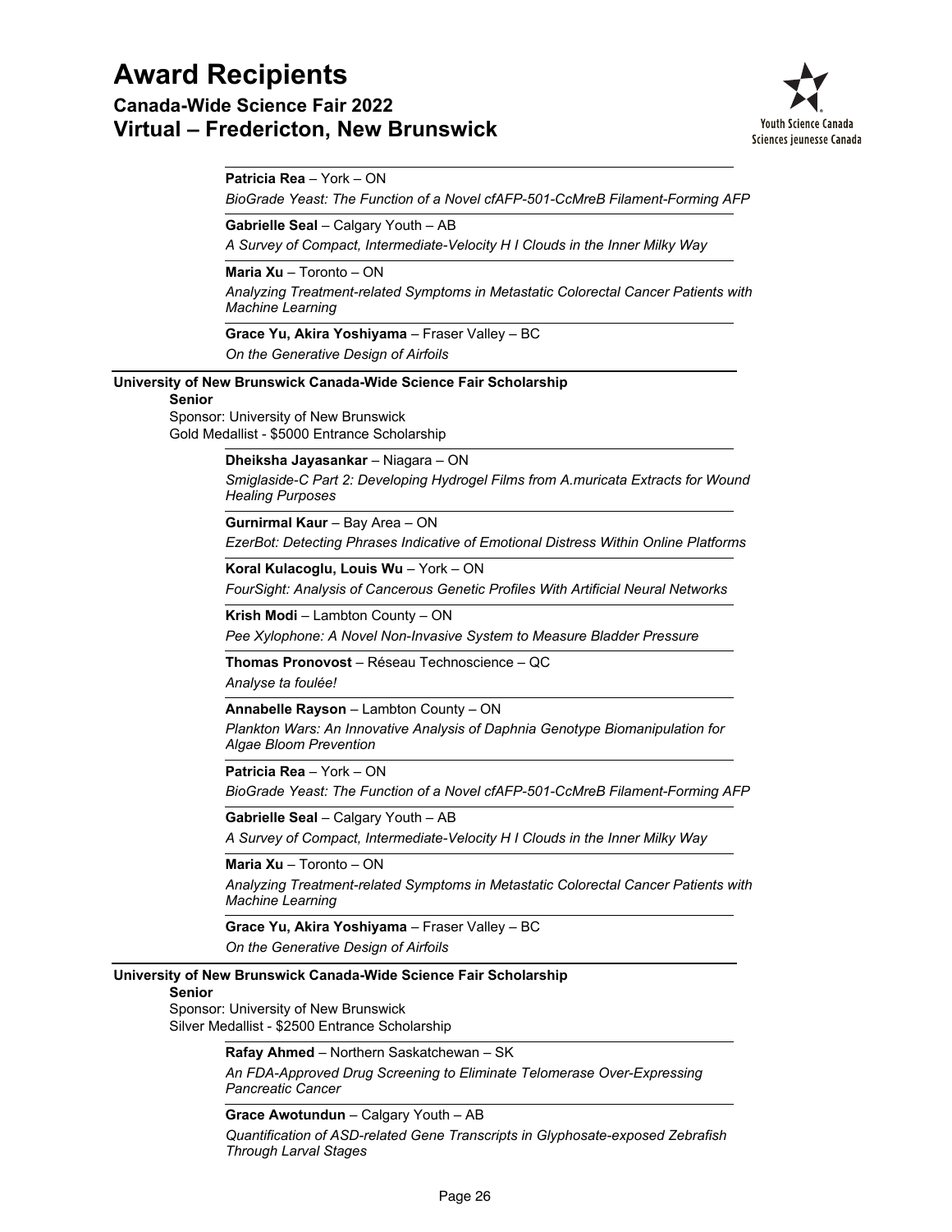**Patricia Rea** – York – ON

*BioGrade Yeast: The Function of a Novel cfAFP-501-CcMreB Filament-Forming AFP*

**Gabrielle Seal** – Calgary Youth – AB

*A Survey of Compact, Intermediate-Velocity H I Clouds in the Inner Milky Way*

**Maria Xu** – Toronto – ON

*Analyzing Treatment-related Symptoms in Metastatic Colorectal Cancer Patients with Machine Learning*

**Grace Yu, Akira Yoshiyama** – Fraser Valley – BC

*On the Generative Design of Airfoils*

**University of New Brunswick Canada-Wide Science Fair Scholarship**

**Senior**

Sponsor: University of New Brunswick

Gold Medallist - $5000 Entrance Scholarship

**Dheiksha Jayasankar** – Niagara – ON

*Smiglaside-C Part 2: Developing Hydrogel Films from A.muricata Extracts for Wound Healing Purposes*

**Gurnirmal Kaur** – Bay Area – ON

*EzerBot: Detecting Phrases Indicative of Emotional Distress Within Online Platforms*

**Koral Kulacoglu, Louis Wu** – York – ON

*FourSight: Analysis of Cancerous Genetic Profiles With Artificial Neural Networks*

**Krish Modi** – Lambton County – ON

*Pee Xylophone: A Novel Non-Invasive System to Measure Bladder Pressure*

**Thomas Pronovost** – Réseau Technoscience – QC

*Analyse ta foulée!*

**Annabelle Rayson** – Lambton County – ON

*Plankton Wars: An Innovative Analysis of Daphnia Genotype Biomanipulation for Algae Bloom Prevention*

**Patricia Rea** – York – ON

*BioGrade Yeast: The Function of a Novel cfAFP-501-CcMreB Filament-Forming AFP*

**Gabrielle Seal** – Calgary Youth – AB

*A Survey of Compact, Intermediate-Velocity H I Clouds in the Inner Milky Way*

**Maria Xu** – Toronto – ON

*Analyzing Treatment-related Symptoms in Metastatic Colorectal Cancer Patients with Machine Learning*

**Grace Yu, Akira Yoshiyama** – Fraser Valley – BC

*On the Generative Design of Airfoils*

**University of New Brunswick Canada-Wide Science Fair Scholarship**

**Senior**

Sponsor: University of New Brunswick

Silver Medallist - $2500 Entrance Scholarship

**Rafay Ahmed** – Northern Saskatchewan – SK

*An FDA-Approved Drug Screening to Eliminate Telomerase Over-Expressing Pancreatic Cancer*

**Grace Awotundun** – Calgary Youth – AB

*Quantification of ASD-related Gene Transcripts in Glyphosate-exposed Zebrafish Through Larval Stages*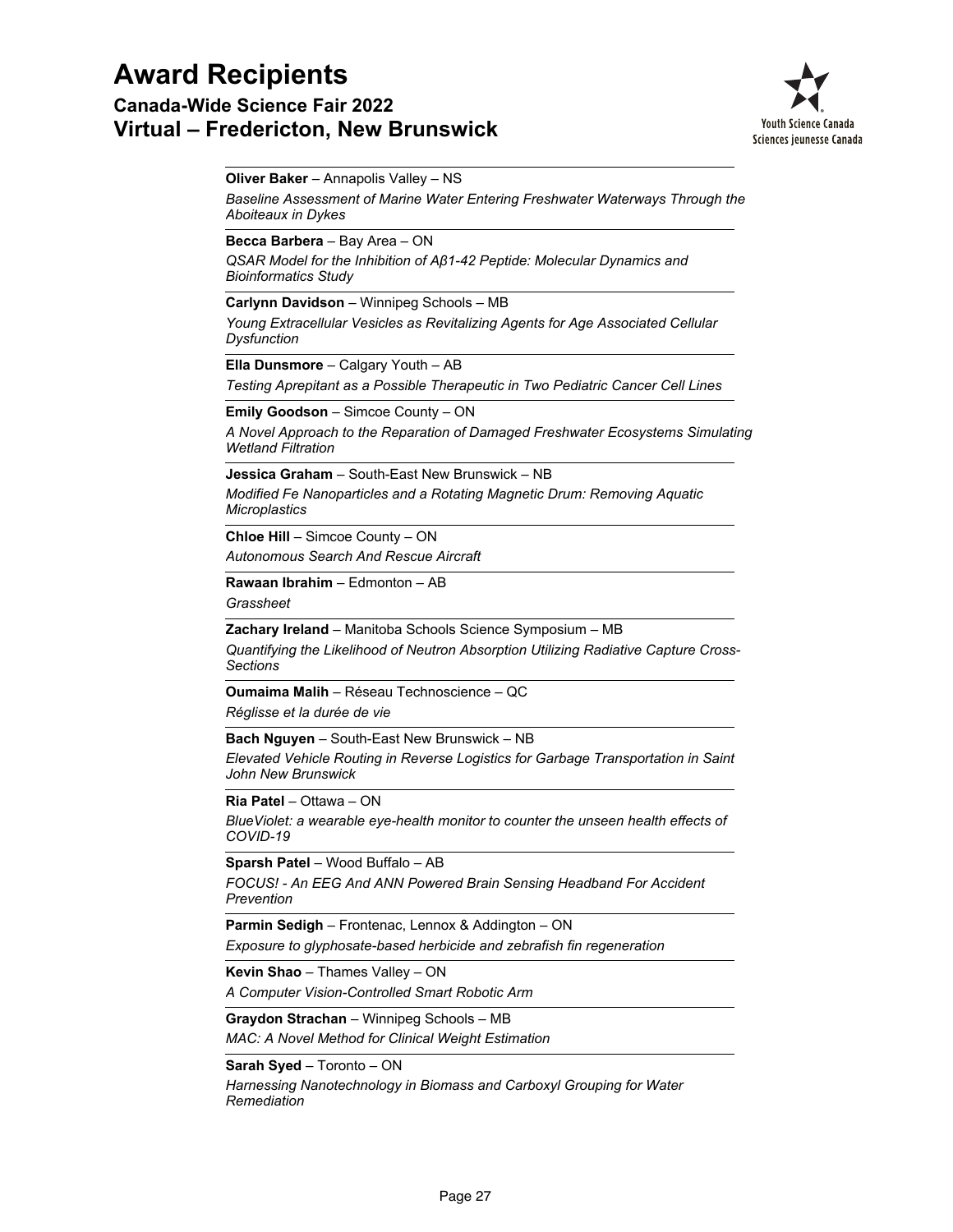# Award Recipients

## Canada-Wide Science Fair 2022

## Virtual – Fredericton, New Brunswick

**Oliver Baker** – Annapolis Valley – NS

*Baseline Assessment of Marine Water Entering Freshwater Waterways Through the Aboiteaux in Dykes*

**Becca Barbera** – Bay Area – ON

*QSAR Model for the Inhibition of Aβ1-42 Peptide: Molecular Dynamics and Bioinformatics Study*

**Carlynn Davidson** – Winnipeg Schools – MB

*Young Extracellular Vesicles as Revitalizing Agents for Age Associated Cellular Dysfunction*

**Ella Dunsmore** – Calgary Youth – AB

*Testing Aprepitant as a Possible Therapeutic in Two Pediatric Cancer Cell Lines*

**Emily Goodson** – Simcoe County – ON

*A Novel Approach to the Reparation of Damaged Freshwater Ecosystems Simulating Wetland Filtration*

**Jessica Graham** – South-East New Brunswick – NB

*Modified Fe Nanoparticles and a Rotating Magnetic Drum: Removing Aquatic Microplastics*

**Chloe Hill** – Simcoe County – ON

*Autonomous Search And Rescue Aircraft*

**Rawaan Ibrahim** – Edmonton – AB

*Grassheet*

**Zachary Ireland** – Manitoba Schools Science Symposium – MB

*Quantifying the Likelihood of Neutron Absorption Utilizing Radiative Capture Cross-Sections*

**Oumaima Malih** – Réseau Technoscience – QC

*Réglisse et la durée de vie*

**Bach Nguyen** – South-East New Brunswick – NB

*Elevated Vehicle Routing in Reverse Logistics for Garbage Transportation in Saint John New Brunswick*

**Ria Patel** – Ottawa – ON

*BlueViolet: a wearable eye-health monitor to counter the unseen health effects of COVID-19*

**Sparsh Patel** – Wood Buffalo – AB

*FOCUS! - An EEG And ANN Powered Brain Sensing Headband For Accident Prevention*

**Parmin Sedigh** – Frontenac, Lennox & Addington – ON

*Exposure to glyphosate-based herbicide and zebrafish fin regeneration*

**Kevin Shao** – Thames Valley – ON

*A Computer Vision-Controlled Smart Robotic Arm*

**Graydon Strachan** – Winnipeg Schools – MB

*MAC: A Novel Method for Clinical Weight Estimation*

**Sarah Syed** – Toronto – ON

*Harnessing Nanotechnology in Biomass and Carboxyl Grouping for Water Remediation*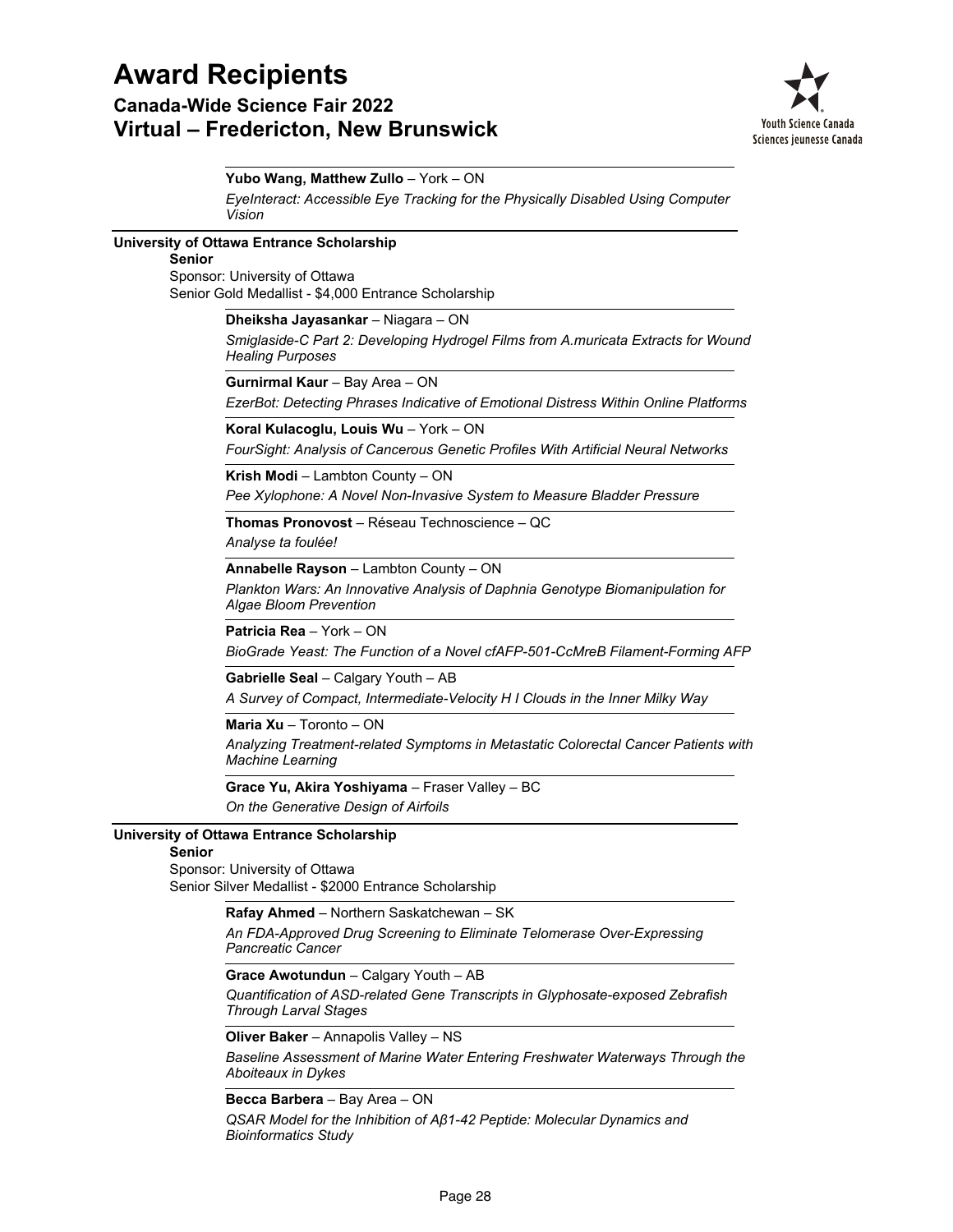**Yubo Wang, Matthew Zullo** – York – ON

*EyeInteract: Accessible Eye Tracking for the Physically Disabled Using Computer Vision*

---

**University of Ottawa Entrance Scholarship**

**Senior**

Sponsor: University of Ottawa

Senior Gold Medallist - $4,000 Entrance Scholarship

**Dheiksha Jayasankar** – Niagara – ON

*Smiglaside-C Part 2: Developing Hydrogel Films from A.muricata Extracts for Wound Healing Purposes*

**Gurnirmal Kaur** – Bay Area – ON

*EzerBot: Detecting Phrases Indicative of Emotional Distress Within Online Platforms*

**Koral Kulacoglu, Louis Wu** – York – ON

*FourSight: Analysis of Cancerous Genetic Profiles With Artificial Neural Networks*

**Krish Modi** – Lambton County – ON

*Pee Xylophone: A Novel Non-Invasive System to Measure Bladder Pressure*

**Thomas Pronovost** – Réseau Technoscience – QC

*Analyse ta foulée!*

**Annabelle Rayson** – Lambton County – ON

*Plankton Wars: An Innovative Analysis of Daphnia Genotype Biomanipulation for Algae Bloom Prevention*

**Patricia Rea** – York – ON

*BioGrade Yeast: The Function of a Novel cfAFP-501-CcMreB Filament-Forming AFP*

**Gabrielle Seal** – Calgary Youth – AB

*A Survey of Compact, Intermediate-Velocity H I Clouds in the Inner Milky Way*

**Maria Xu** – Toronto – ON

*Analyzing Treatment-related Symptoms in Metastatic Colorectal Cancer Patients with Machine Learning*

**Grace Yu, Akira Yoshiyama** – Fraser Valley – BC

*On the Generative Design of Airfoils*

---

**University of Ottawa Entrance Scholarship**

**Senior**

Sponsor: University of Ottawa

Senior Silver Medallist - $2000 Entrance Scholarship

**Rafay Ahmed** – Northern Saskatchewan – SK

*An FDA-Approved Drug Screening to Eliminate Telomerase Over-Expressing Pancreatic Cancer*

**Grace Awotundun** – Calgary Youth – AB

*Quantification of ASD-related Gene Transcripts in Glyphosate-exposed Zebrafish Through Larval Stages*

**Oliver Baker** – Annapolis Valley – NS

*Baseline Assessment of Marine Water Entering Freshwater Waterways Through the Aboiteaux in Dykes*

**Becca Barbera** – Bay Area – ON

*QSAR Model for the Inhibition of Aβ1-42 Peptide: Molecular Dynamics and Bioinformatics Study*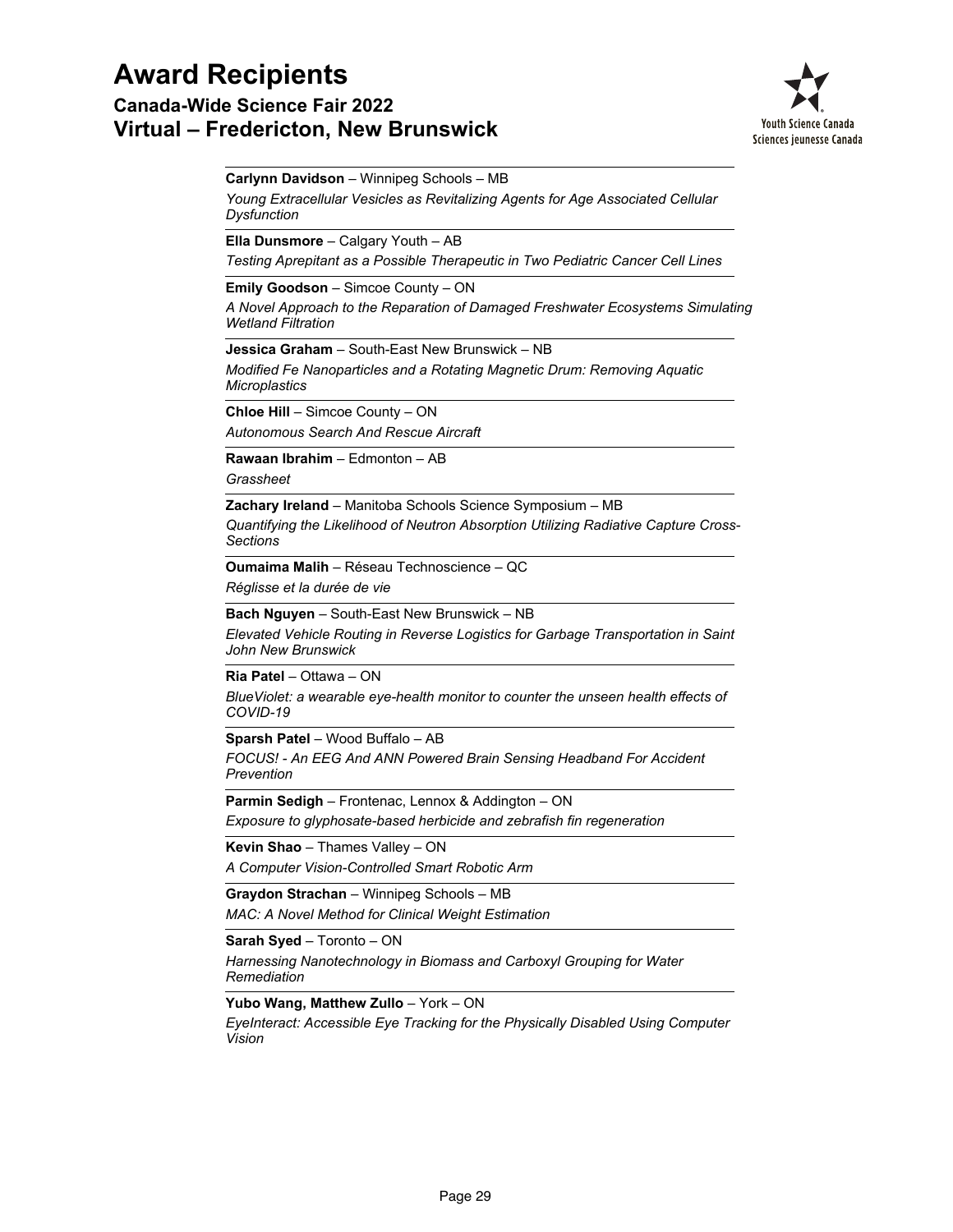# Award Recipients

## Canada-Wide Science Fair 2022

## Virtual – Fredericton, New Brunswick

Youth Science Canada
Sciences jeunesse Canada

---

**Carlynn Davidson** – Winnipeg Schools – MB

*Young Extracellular Vesicles as Revitalizing Agents for Age Associated Cellular Dysfunction*

---

**Ella Dunsmore** – Calgary Youth – AB

*Testing Aprepitant as a Possible Therapeutic in Two Pediatric Cancer Cell Lines*

---

**Emily Goodson** – Simcoe County – ON

*A Novel Approach to the Reparation of Damaged Freshwater Ecosystems Simulating Wetland Filtration*

---

**Jessica Graham** – South-East New Brunswick – NB

*Modified Fe Nanoparticles and a Rotating Magnetic Drum: Removing Aquatic Microplastics*

---

**Chloe Hill** – Simcoe County – ON

*Autonomous Search And Rescue Aircraft*

---

**Rawaan Ibrahim** – Edmonton – AB

*Grassheet*

---

**Zachary Ireland** – Manitoba Schools Science Symposium – MB

*Quantifying the Likelihood of Neutron Absorption Utilizing Radiative Capture Cross-Sections*

---

**Oumaima Malih** – Réseau Technoscience – QC

*Réglisse et la durée de vie*

---

**Bach Nguyen** – South-East New Brunswick – NB

*Elevated Vehicle Routing in Reverse Logistics for Garbage Transportation in Saint John New Brunswick*

---

**Ria Patel** – Ottawa – ON

*BlueViolet: a wearable eye-health monitor to counter the unseen health effects of COVID-19*

---

**Sparsh Patel** – Wood Buffalo – AB

*FOCUS! - An EEG And ANN Powered Brain Sensing Headband For Accident Prevention*

---

**Parmin Sedigh** – Frontenac, Lennox & Addington – ON

*Exposure to glyphosate-based herbicide and zebrafish fin regeneration*

---

**Kevin Shao** – Thames Valley – ON

*A Computer Vision-Controlled Smart Robotic Arm*

---

**Graydon Strachan** – Winnipeg Schools – MB

*MAC: A Novel Method for Clinical Weight Estimation*

---

**Sarah Syed** – Toronto – ON

*Harnessing Nanotechnology in Biomass and Carboxyl Grouping for Water Remediation*

---

**Yubo Wang, Matthew Zullo** – York – ON

*EyeInteract: Accessible Eye Tracking for the Physically Disabled Using Computer Vision*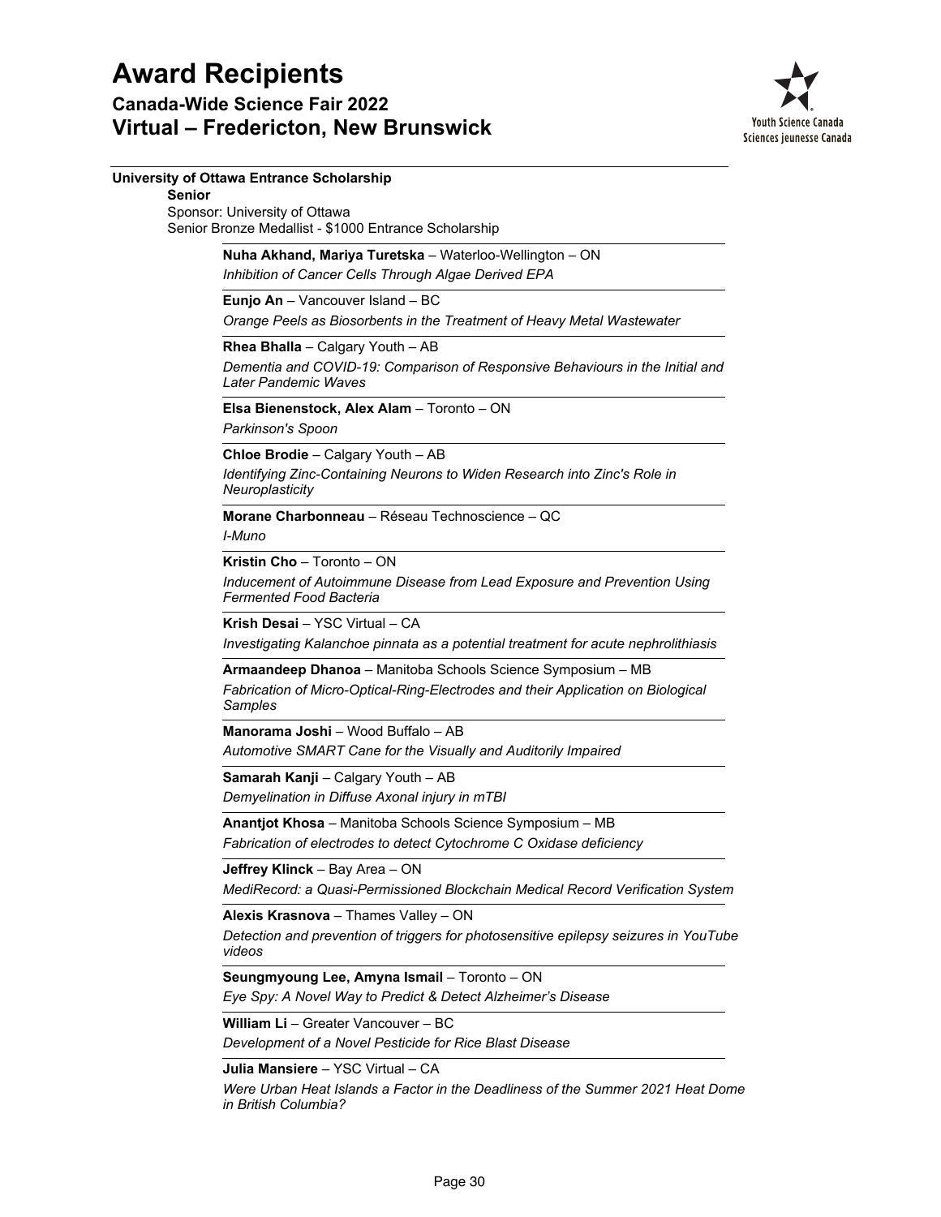# Award Recipients

## Canada-Wide Science Fair 2022
## Virtual – Fredericton, New Brunswick

### University of Ottawa Entrance Scholarship

**Senior**

Sponsor: University of Ottawa
Senior Bronze Medallist - $1000 Entrance Scholarship

**Nuha Akhand, Mariya Turetska** – Waterloo-Wellington – ON
*Inhibition of Cancer Cells Through Algae Derived EPA*

**Eunjo An** – Vancouver Island – BC
*Orange Peels as Biosorbents in the Treatment of Heavy Metal Wastewater*

**Rhea Bhalla** – Calgary Youth – AB
*Dementia and COVID-19: Comparison of Responsive Behaviours in the Initial and Later Pandemic Waves*

**Elsa Bienenstock, Alex Alam** – Toronto – ON
*Parkinson's Spoon*

**Chloe Brodie** – Calgary Youth – AB
*Identifying Zinc-Containing Neurons to Widen Research into Zinc's Role in Neuroplasticity*

**Morane Charbonneau** – Réseau Technoscience – QC
*I-Muno*

**Kristin Cho** – Toronto – ON
*Inducement of Autoimmune Disease from Lead Exposure and Prevention Using Fermented Food Bacteria*

**Krish Desai** – YSC Virtual – CA
*Investigating Kalanchoe pinnata as a potential treatment for acute nephrolithiasis*

**Armaandeep Dhanoa** – Manitoba Schools Science Symposium – MB
*Fabrication of Micro-Optical-Ring-Electrodes and their Application on Biological Samples*

**Manorama Joshi** – Wood Buffalo – AB
*Automotive SMART Cane for the Visually and Auditorily Impaired*

**Samarah Kanji** – Calgary Youth – AB
*Demyelination in Diffuse Axonal injury in mTBI*

**Anantjot Khosa** – Manitoba Schools Science Symposium – MB
*Fabrication of electrodes to detect Cytochrome C Oxidase deficiency*

**Jeffrey Klinck** – Bay Area – ON
*MediRecord: a Quasi-Permissioned Blockchain Medical Record Verification System*

**Alexis Krasnova** – Thames Valley – ON
*Detection and prevention of triggers for photosensitive epilepsy seizures in YouTube videos*

**Seungmyoung Lee, Amyna Ismail** – Toronto – ON
*Eye Spy: A Novel Way to Predict & Detect Alzheimer's Disease*

**William Li** – Greater Vancouver – BC
*Development of a Novel Pesticide for Rice Blast Disease*

**Julia Mansiere** – YSC Virtual – CA
*Were Urban Heat Islands a Factor in the Deadliness of the Summer 2021 Heat Dome in British Columbia?*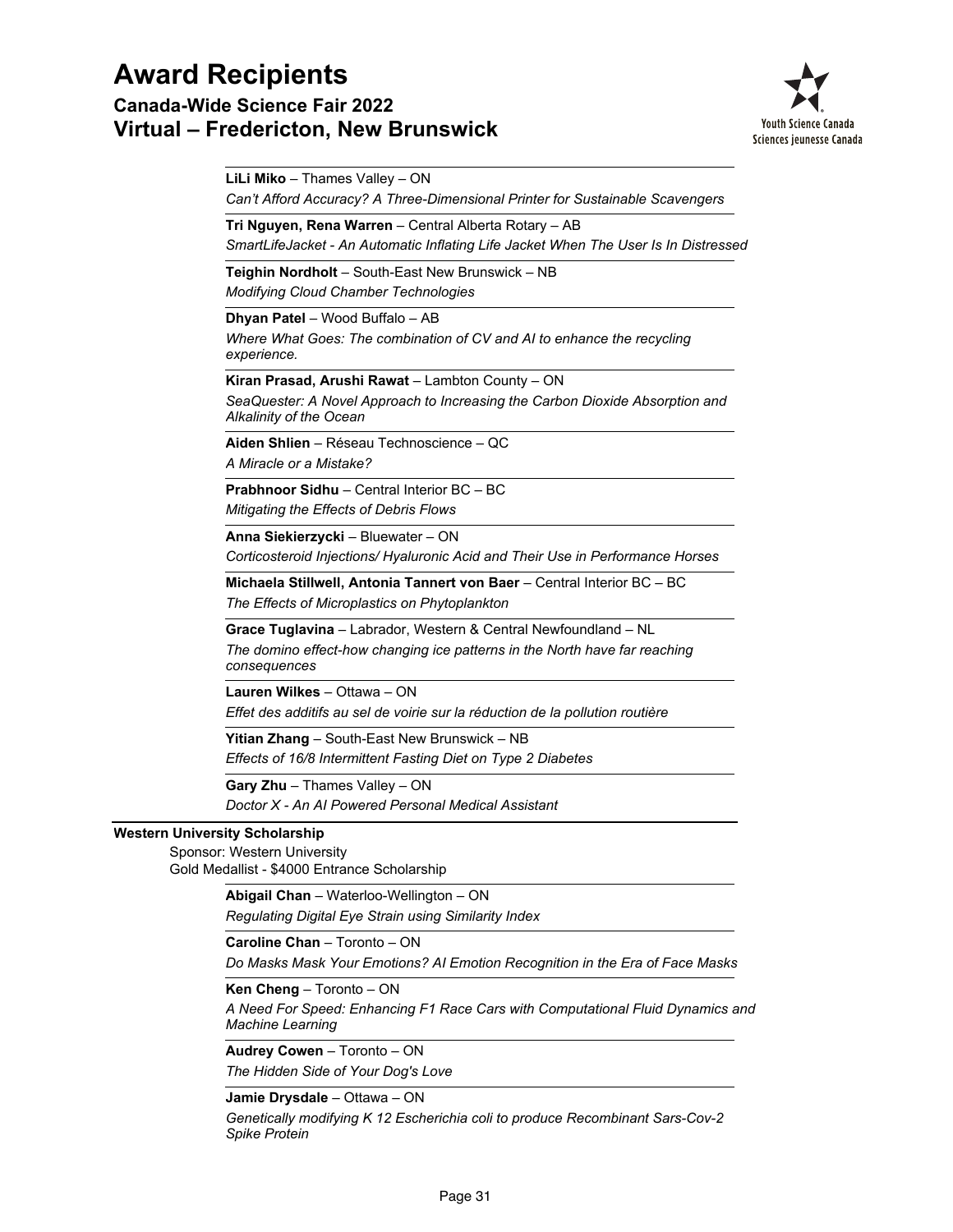**LiLi Miko** – Thames Valley – ON
*Can't Afford Accuracy? A Three-Dimensional Printer for Sustainable Scavengers*

**Tri Nguyen, Rena Warren** – Central Alberta Rotary – AB
*SmartLifeJacket - An Automatic Inflating Life Jacket When The User Is In Distressed*

**Teighin Nordholt** – South-East New Brunswick – NB
*Modifying Cloud Chamber Technologies*

**Dhyan Patel** – Wood Buffalo – AB
*Where What Goes: The combination of CV and AI to enhance the recycling experience.*

**Kiran Prasad, Arushi Rawat** – Lambton County – ON
*SeaQuester: A Novel Approach to Increasing the Carbon Dioxide Absorption and Alkalinity of the Ocean*

**Aiden Shlien** – Réseau Technoscience – QC
*A Miracle or a Mistake?*

**Prabhnoor Sidhu** – Central Interior BC – BC
*Mitigating the Effects of Debris Flows*

**Anna Siekierzycki** – Bluewater – ON
*Corticosteroid Injections/ Hyaluronic Acid and Their Use in Performance Horses*

**Michaela Stillwell, Antonia Tannert von Baer** – Central Interior BC – BC
*The Effects of Microplastics on Phytoplankton*

**Grace Tuglavina** – Labrador, Western & Central Newfoundland – NL
*The domino effect-how changing ice patterns in the North have far reaching consequences*

**Lauren Wilkes** – Ottawa – ON
*Effet des additifs au sel de voirie sur la réduction de la pollution routière*

**Yitian Zhang** – South-East New Brunswick – NB
*Effects of 16/8 Intermittent Fasting Diet on Type 2 Diabetes*

**Gary Zhu** – Thames Valley – ON
*Doctor X - An AI Powered Personal Medical Assistant*

**Western University Scholarship**

Sponsor: Western University
Gold Medallist - $4000 Entrance Scholarship

**Abigail Chan** – Waterloo-Wellington – ON
*Regulating Digital Eye Strain using Similarity Index*

**Caroline Chan** – Toronto – ON
*Do Masks Mask Your Emotions? AI Emotion Recognition in the Era of Face Masks*

**Ken Cheng** – Toronto – ON
*A Need For Speed: Enhancing F1 Race Cars with Computational Fluid Dynamics and Machine Learning*

**Audrey Cowen** – Toronto – ON
*The Hidden Side of Your Dog's Love*

**Jamie Drysdale** – Ottawa – ON
*Genetically modifying K 12 Escherichia coli to produce Recombinant Sars-Cov-2 Spike Protein*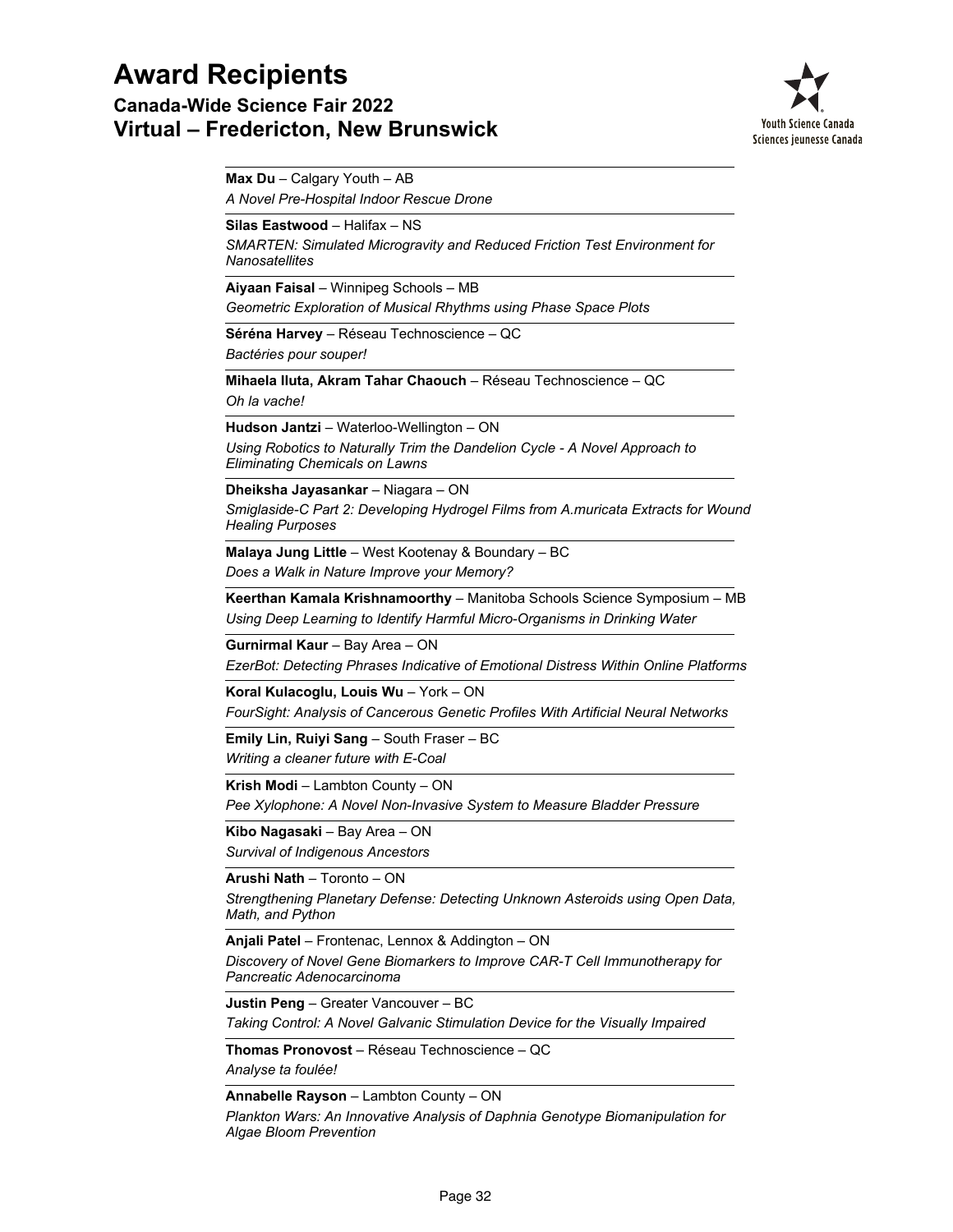# Award Recipients

## Canada-Wide Science Fair 2022
## Virtual – Fredericton, New Brunswick

Youth Science Canada
Sciences jeunesse Canada

**Max Du** – Calgary Youth – AB
*A Novel Pre-Hospital Indoor Rescue Drone*

**Silas Eastwood** – Halifax – NS
*SMARTEN: Simulated Microgravity and Reduced Friction Test Environment for Nanosatellites*

**Aiyaan Faisal** – Winnipeg Schools – MB
*Geometric Exploration of Musical Rhythms using Phase Space Plots*

**Séréna Harvey** – Réseau Technoscience – QC
*Bactéries pour souper!*

**Mihaela Iluta, Akram Tahar Chaouch** – Réseau Technoscience – QC
*Oh la vache!*

**Hudson Jantzi** – Waterloo-Wellington – ON
*Using Robotics to Naturally Trim the Dandelion Cycle - A Novel Approach to Eliminating Chemicals on Lawns*

**Dheiksha Jayasankar** – Niagara – ON
*Smiglaside-C Part 2: Developing Hydrogel Films from A.muricata Extracts for Wound Healing Purposes*

**Malaya Jung Little** – West Kootenay & Boundary – BC
*Does a Walk in Nature Improve your Memory?*

**Keerthan Kamala Krishnamoorthy** – Manitoba Schools Science Symposium – MB
*Using Deep Learning to Identify Harmful Micro-Organisms in Drinking Water*

**Gurnirmal Kaur** – Bay Area – ON
*EzerBot: Detecting Phrases Indicative of Emotional Distress Within Online Platforms*

**Koral Kulacoglu, Louis Wu** – York – ON
*FourSight: Analysis of Cancerous Genetic Profiles With Artificial Neural Networks*

**Emily Lin, Ruiyi Sang** – South Fraser – BC
*Writing a cleaner future with E-Coal*

**Krish Modi** – Lambton County – ON
*Pee Xylophone: A Novel Non-Invasive System to Measure Bladder Pressure*

**Kibo Nagasaki** – Bay Area – ON
*Survival of Indigenous Ancestors*

**Arushi Nath** – Toronto – ON
*Strengthening Planetary Defense: Detecting Unknown Asteroids using Open Data, Math, and Python*

**Anjali Patel** – Frontenac, Lennox & Addington – ON
*Discovery of Novel Gene Biomarkers to Improve CAR-T Cell Immunotherapy for Pancreatic Adenocarcinoma*

**Justin Peng** – Greater Vancouver – BC
*Taking Control: A Novel Galvanic Stimulation Device for the Visually Impaired*

**Thomas Pronovost** – Réseau Technoscience – QC
*Analyse ta foulée!*

**Annabelle Rayson** – Lambton County – ON
*Plankton Wars: An Innovative Analysis of Daphnia Genotype Biomanipulation for Algae Bloom Prevention*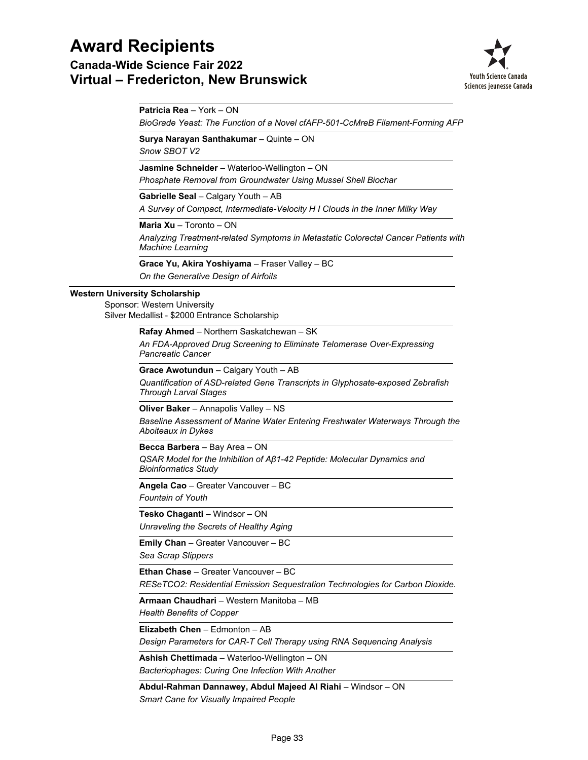**Patricia Rea** – York – ON

*BioGrade Yeast: The Function of a Novel cfAFP-501-CcMreB Filament-Forming AFP*

**Surya Narayan Santhakumar** – Quinte – ON

*Snow SBOT V2*

**Jasmine Schneider** – Waterloo-Wellington – ON

*Phosphate Removal from Groundwater Using Mussel Shell Biochar*

**Gabrielle Seal** – Calgary Youth – AB

*A Survey of Compact, Intermediate-Velocity H I Clouds in the Inner Milky Way*

**Maria Xu** – Toronto – ON

*Analyzing Treatment-related Symptoms in Metastatic Colorectal Cancer Patients with Machine Learning*

**Grace Yu, Akira Yoshiyama** – Fraser Valley – BC

*On the Generative Design of Airfoils*

---

**Western University Scholarship**

Sponsor: Western University
Silver Medallist - $2000 Entrance Scholarship

**Rafay Ahmed** – Northern Saskatchewan – SK

*An FDA-Approved Drug Screening to Eliminate Telomerase Over-Expressing Pancreatic Cancer*

**Grace Awotundun** – Calgary Youth – AB

*Quantification of ASD-related Gene Transcripts in Glyphosate-exposed Zebrafish Through Larval Stages*

**Oliver Baker** – Annapolis Valley – NS

*Baseline Assessment of Marine Water Entering Freshwater Waterways Through the Aboiteaux in Dykes*

**Becca Barbera** – Bay Area – ON

*QSAR Model for the Inhibition of Aβ1-42 Peptide: Molecular Dynamics and Bioinformatics Study*

**Angela Cao** – Greater Vancouver – BC

*Fountain of Youth*

**Tesko Chaganti** – Windsor – ON

*Unraveling the Secrets of Healthy Aging*

**Emily Chan** – Greater Vancouver – BC

*Sea Scrap Slippers*

**Ethan Chase** – Greater Vancouver – BC

*RESeTCO2: Residential Emission Sequestration Technologies for Carbon Dioxide.*

**Armaan Chaudhari** – Western Manitoba – MB

*Health Benefits of Copper*

**Elizabeth Chen** – Edmonton – AB

*Design Parameters for CAR-T Cell Therapy using RNA Sequencing Analysis*

**Ashish Chettimada** – Waterloo-Wellington – ON

*Bacteriophages: Curing One Infection With Another*

**Abdul-Rahman Dannawey, Abdul Majeed Al Riahi** – Windsor – ON

*Smart Cane for Visually Impaired People*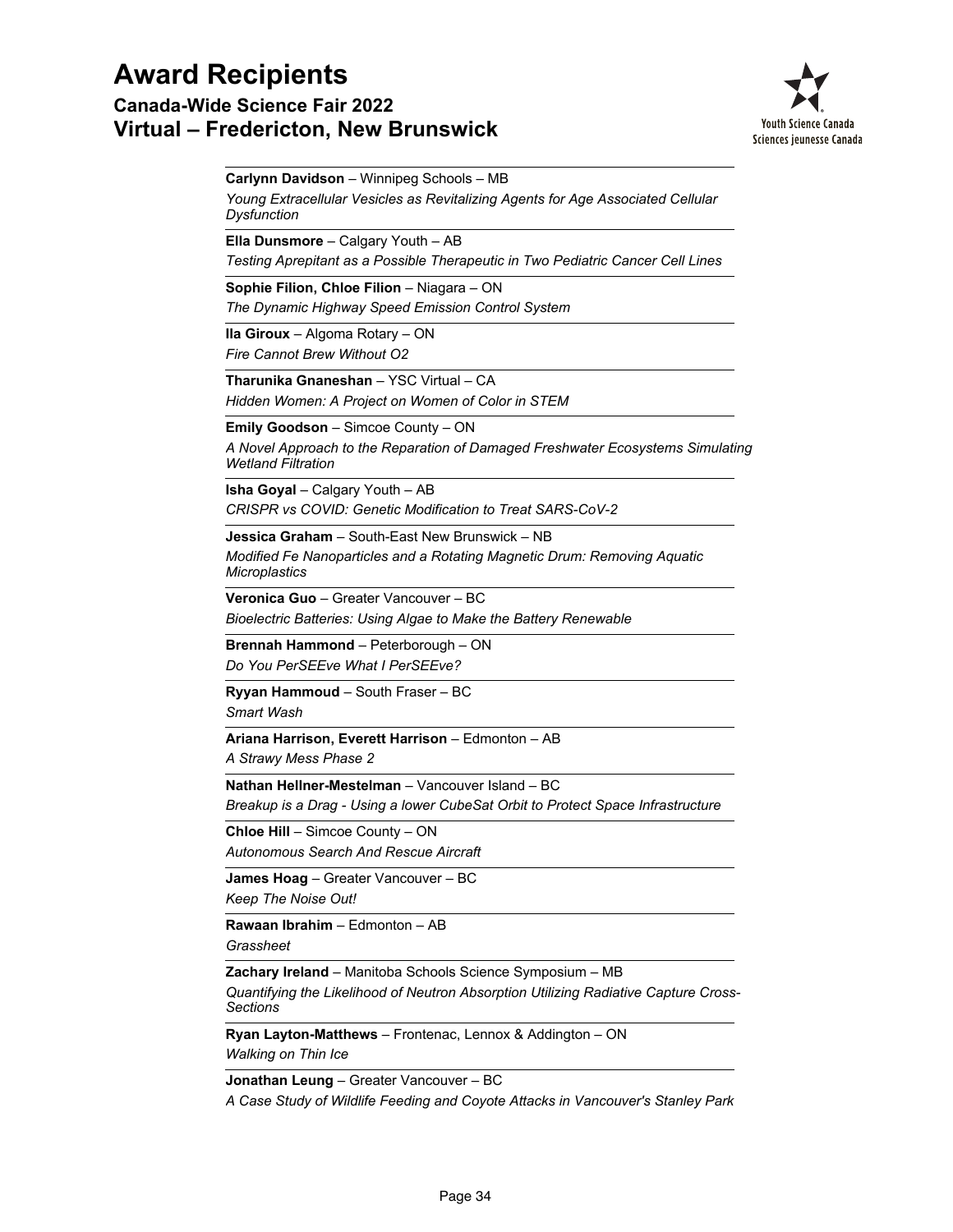# Award Recipients

## Canada-Wide Science Fair 2022
## Virtual – Fredericton, New Brunswick

Youth Science Canada
Sciences jeunesse Canada

---

**Carlynn Davidson** – Winnipeg Schools – MB
*Young Extracellular Vesicles as Revitalizing Agents for Age Associated Cellular Dysfunction*

---

**Ella Dunsmore** – Calgary Youth – AB
*Testing Aprepitant as a Possible Therapeutic in Two Pediatric Cancer Cell Lines*

---

**Sophie Filion, Chloe Filion** – Niagara – ON
*The Dynamic Highway Speed Emission Control System*

---

**Ila Giroux** – Algoma Rotary – ON
*Fire Cannot Brew Without O2*

---

**Tharunika Gnaneshan** – YSC Virtual – CA
*Hidden Women: A Project on Women of Color in STEM*

---

**Emily Goodson** – Simcoe County – ON
*A Novel Approach to the Reparation of Damaged Freshwater Ecosystems Simulating Wetland Filtration*

---

**Isha Goyal** – Calgary Youth – AB
*CRISPR vs COVID: Genetic Modification to Treat SARS-CoV-2*

---

**Jessica Graham** – South-East New Brunswick – NB
*Modified Fe Nanoparticles and a Rotating Magnetic Drum: Removing Aquatic Microplastics*

---

**Veronica Guo** – Greater Vancouver – BC
*Bioelectric Batteries: Using Algae to Make the Battery Renewable*

---

**Brennah Hammond** – Peterborough – ON
*Do You PerSEEve What I PerSEEve?*

---

**Ryyan Hammoud** – South Fraser – BC
*Smart Wash*

---

**Ariana Harrison, Everett Harrison** – Edmonton – AB
*A Strawy Mess Phase 2*

---

**Nathan Hellner-Mestelman** – Vancouver Island – BC
*Breakup is a Drag - Using a lower CubeSat Orbit to Protect Space Infrastructure*

---

**Chloe Hill** – Simcoe County – ON
*Autonomous Search And Rescue Aircraft*

---

**James Hoag** – Greater Vancouver – BC
*Keep The Noise Out!*

---

**Rawaan Ibrahim** – Edmonton – AB
*Grassheet*

---

**Zachary Ireland** – Manitoba Schools Science Symposium – MB
*Quantifying the Likelihood of Neutron Absorption Utilizing Radiative Capture Cross-Sections*

---

**Ryan Layton-Matthews** – Frontenac, Lennox & Addington – ON
*Walking on Thin Ice*

---

**Jonathan Leung** – Greater Vancouver – BC
*A Case Study of Wildlife Feeding and Coyote Attacks in Vancouver's Stanley Park*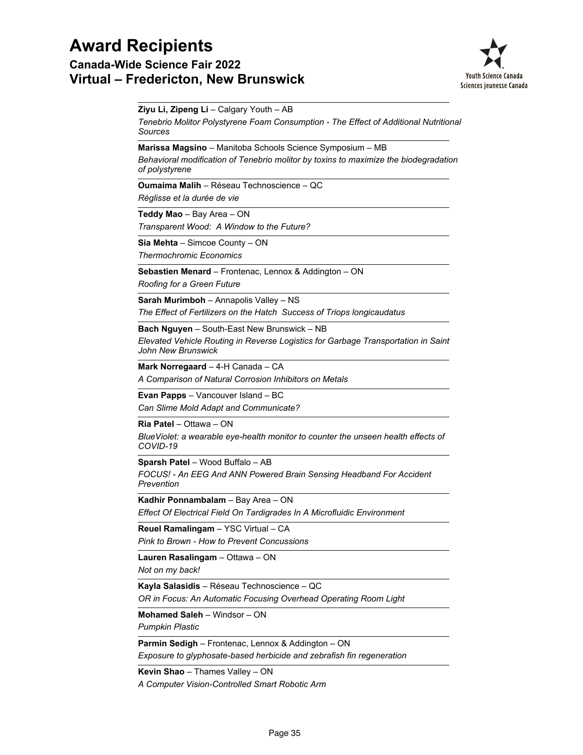# Award Recipients

## Canada-Wide Science Fair 2022
## Virtual – Fredericton, New Brunswick

**Ziyu Li, Zipeng Li** – Calgary Youth – AB
*Tenebrio Molitor Polystyrene Foam Consumption - The Effect of Additional Nutritional Sources*

**Marissa Magsino** – Manitoba Schools Science Symposium – MB
*Behavioral modification of Tenebrio molitor by toxins to maximize the biodegradation of polystyrene*

**Oumaima Malih** – Réseau Technoscience – QC
*Réglisse et la durée de vie*

**Teddy Mao** – Bay Area – ON
*Transparent Wood: A Window to the Future?*

**Sia Mehta** – Simcoe County – ON
*Thermochromic Economics*

**Sebastien Menard** – Frontenac, Lennox & Addington – ON
*Roofing for a Green Future*

**Sarah Murimboh** – Annapolis Valley – NS
*The Effect of Fertilizers on the Hatch Success of Triops longicaudatus*

**Bach Nguyen** – South-East New Brunswick – NB
*Elevated Vehicle Routing in Reverse Logistics for Garbage Transportation in Saint John New Brunswick*

**Mark Norregaard** – 4-H Canada – CA
*A Comparison of Natural Corrosion Inhibitors on Metals*

**Evan Papps** – Vancouver Island – BC
*Can Slime Mold Adapt and Communicate?*

**Ria Patel** – Ottawa – ON
*BlueViolet: a wearable eye-health monitor to counter the unseen health effects of COVID-19*

**Sparsh Patel** – Wood Buffalo – AB
*FOCUS! - An EEG And ANN Powered Brain Sensing Headband For Accident Prevention*

**Kadhir Ponnambalam** – Bay Area – ON
*Effect Of Electrical Field On Tardigrades In A Microfluidic Environment*

**Reuel Ramalingam** – YSC Virtual – CA
*Pink to Brown - How to Prevent Concussions*

**Lauren Rasalingam** – Ottawa – ON
*Not on my back!*

**Kayla Salasidis** – Réseau Technoscience – QC
*OR in Focus: An Automatic Focusing Overhead Operating Room Light*

**Mohamed Saleh** – Windsor – ON
*Pumpkin Plastic*

**Parmin Sedigh** – Frontenac, Lennox & Addington – ON
*Exposure to glyphosate-based herbicide and zebrafish fin regeneration*

**Kevin Shao** – Thames Valley – ON
*A Computer Vision-Controlled Smart Robotic Arm*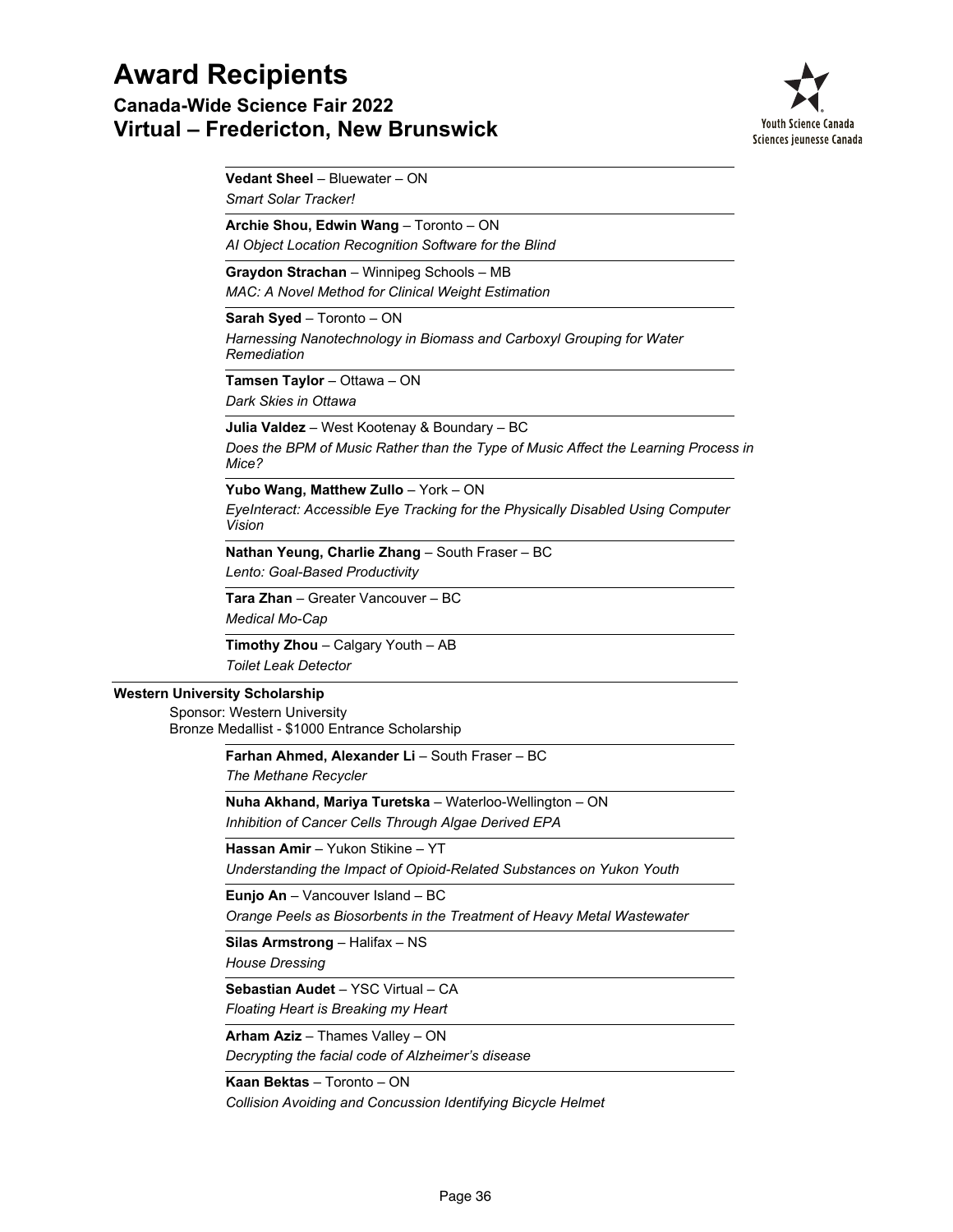**Vedant Sheel** – Bluewater – ON

*Smart Solar Tracker!*

**Archie Shou, Edwin Wang** – Toronto – ON

*AI Object Location Recognition Software for the Blind*

**Graydon Strachan** – Winnipeg Schools – MB

*MAC: A Novel Method for Clinical Weight Estimation*

**Sarah Syed** – Toronto – ON

*Harnessing Nanotechnology in Biomass and Carboxyl Grouping for Water Remediation*

**Tamsen Taylor** – Ottawa – ON

*Dark Skies in Ottawa*

**Julia Valdez** – West Kootenay & Boundary – BC

*Does the BPM of Music Rather than the Type of Music Affect the Learning Process in Mice?*

**Yubo Wang, Matthew Zullo** – York – ON

*EyeInteract: Accessible Eye Tracking for the Physically Disabled Using Computer Vision*

**Nathan Yeung, Charlie Zhang** – South Fraser – BC

*Lento: Goal-Based Productivity*

**Tara Zhan** – Greater Vancouver – BC

*Medical Mo-Cap*

**Timothy Zhou** – Calgary Youth – AB

*Toilet Leak Detector*

## Western University Scholarship

Sponsor: Western University
Bronze Medallist - $1000 Entrance Scholarship

**Farhan Ahmed, Alexander Li** – South Fraser – BC

*The Methane Recycler*

**Nuha Akhand, Mariya Turetska** – Waterloo-Wellington – ON

*Inhibition of Cancer Cells Through Algae Derived EPA*

**Hassan Amir** – Yukon Stikine – YT

*Understanding the Impact of Opioid-Related Substances on Yukon Youth*

**Eunjo An** – Vancouver Island – BC

*Orange Peels as Biosorbents in the Treatment of Heavy Metal Wastewater*

**Silas Armstrong** – Halifax – NS

*House Dressing*

**Sebastian Audet** – YSC Virtual – CA

*Floating Heart is Breaking my Heart*

**Arham Aziz** – Thames Valley – ON

*Decrypting the facial code of Alzheimer's disease*

**Kaan Bektas** – Toronto – ON

*Collision Avoiding and Concussion Identifying Bicycle Helmet*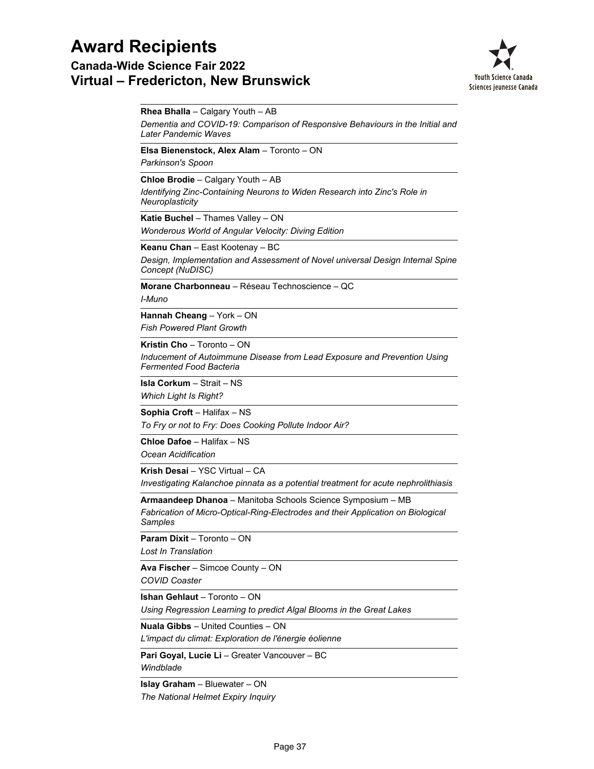# Award Recipients

## Canada-Wide Science Fair 2022
## Virtual – Fredericton, New Brunswick

Youth Science Canada
Sciences jeunesse Canada

**Rhea Bhalla** – Calgary Youth – AB
*Dementia and COVID-19: Comparison of Responsive Behaviours in the Initial and Later Pandemic Waves*

**Elsa Bienenstock, Alex Alam** – Toronto – ON
*Parkinson's Spoon*

**Chloe Brodie** – Calgary Youth – AB
*Identifying Zinc-Containing Neurons to Widen Research into Zinc's Role in Neuroplasticity*

**Katie Buchel** – Thames Valley – ON
*Wonderous World of Angular Velocity: Diving Edition*

**Keanu Chan** – East Kootenay – BC
*Design, Implementation and Assessment of Novel universal Design Internal Spine Concept (NuDISC)*

**Morane Charbonneau** – Réseau Technoscience – QC
*I-Muno*

**Hannah Cheang** – York – ON
*Fish Powered Plant Growth*

**Kristin Cho** – Toronto – ON
*Inducement of Autoimmune Disease from Lead Exposure and Prevention Using Fermented Food Bacteria*

**Isla Corkum** – Strait – NS
*Which Light Is Right?*

**Sophia Croft** – Halifax – NS
*To Fry or not to Fry: Does Cooking Pollute Indoor Air?*

**Chloe Dafoe** – Halifax – NS
*Ocean Acidification*

**Krish Desai** – YSC Virtual – CA
*Investigating Kalanchoe pinnata as a potential treatment for acute nephrolithiasis*

**Armaandeep Dhanoa** – Manitoba Schools Science Symposium – MB
*Fabrication of Micro-Optical-Ring-Electrodes and their Application on Biological Samples*

**Param Dixit** – Toronto – ON
*Lost In Translation*

**Ava Fischer** – Simcoe County – ON
*COVID Coaster*

**Ishan Gehlaut** – Toronto – ON
*Using Regression Learning to predict Algal Blooms in the Great Lakes*

**Nuala Gibbs** – United Counties – ON
*L'impact du climat: Exploration de l'énergie éolienne*

**Pari Goyal, Lucie Li** – Greater Vancouver – BC
*Windblade*

**Islay Graham** – Bluewater – ON
*The National Helmet Expiry Inquiry*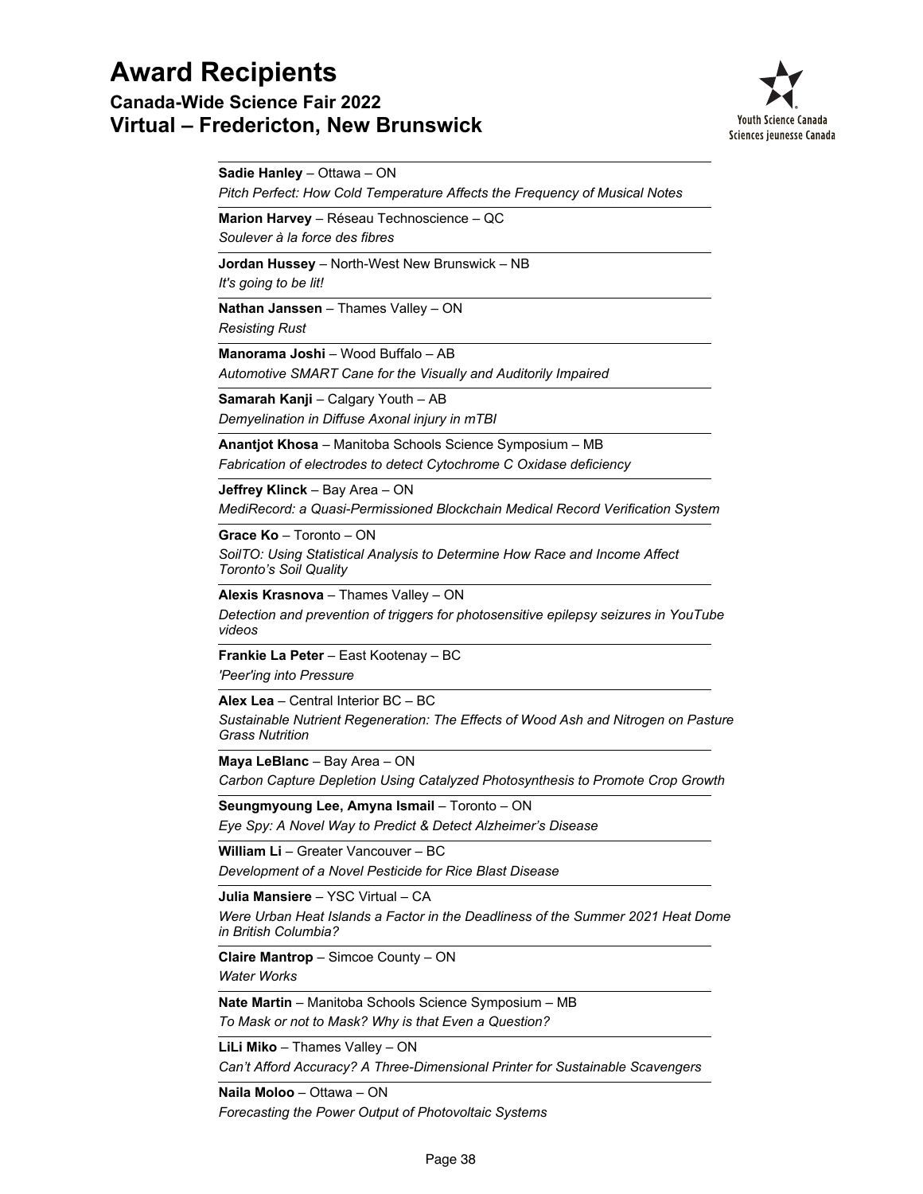# Award Recipients

## Canada-Wide Science Fair 2022
## Virtual – Fredericton, New Brunswick

**Sadie Hanley** – Ottawa – ON
*Pitch Perfect: How Cold Temperature Affects the Frequency of Musical Notes*

**Marion Harvey** – Réseau Technoscience – QC
*Soulever à la force des fibres*

**Jordan Hussey** – North-West New Brunswick – NB
*It's going to be lit!*

**Nathan Janssen** – Thames Valley – ON
*Resisting Rust*

**Manorama Joshi** – Wood Buffalo – AB
*Automotive SMART Cane for the Visually and Auditorily Impaired*

**Samarah Kanji** – Calgary Youth – AB
*Demyelination in Diffuse Axonal injury in mTBI*

**Anantjot Khosa** – Manitoba Schools Science Symposium – MB
*Fabrication of electrodes to detect Cytochrome C Oxidase deficiency*

**Jeffrey Klinck** – Bay Area – ON
*MediRecord: a Quasi-Permissioned Blockchain Medical Record Verification System*

**Grace Ko** – Toronto – ON
*SoilTO: Using Statistical Analysis to Determine How Race and Income Affect Toronto's Soil Quality*

**Alexis Krasnova** – Thames Valley – ON
*Detection and prevention of triggers for photosensitive epilepsy seizures in YouTube videos*

**Frankie La Peter** – East Kootenay – BC
*'Peer'ing into Pressure*

**Alex Lea** – Central Interior BC – BC
*Sustainable Nutrient Regeneration: The Effects of Wood Ash and Nitrogen on Pasture Grass Nutrition*

**Maya LeBlanc** – Bay Area – ON
*Carbon Capture Depletion Using Catalyzed Photosynthesis to Promote Crop Growth*

**Seungmyoung Lee, Amyna Ismail** – Toronto – ON
*Eye Spy: A Novel Way to Predict & Detect Alzheimer's Disease*

**William Li** – Greater Vancouver – BC
*Development of a Novel Pesticide for Rice Blast Disease*

**Julia Mansiere** – YSC Virtual – CA
*Were Urban Heat Islands a Factor in the Deadliness of the Summer 2021 Heat Dome in British Columbia?*

**Claire Mantrop** – Simcoe County – ON
*Water Works*

**Nate Martin** – Manitoba Schools Science Symposium – MB
*To Mask or not to Mask? Why is that Even a Question?*

**LiLi Miko** – Thames Valley – ON
*Can't Afford Accuracy? A Three-Dimensional Printer for Sustainable Scavengers*

**Naila Moloo** – Ottawa – ON
*Forecasting the Power Output of Photovoltaic Systems*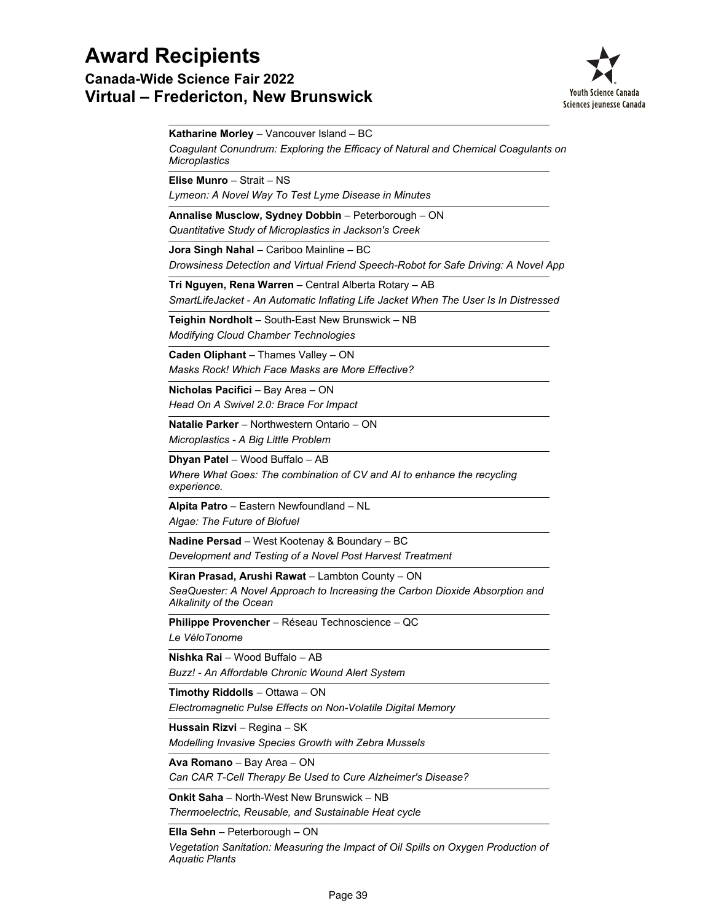# Award Recipients

## Canada-Wide Science Fair 2022

## Virtual – Fredericton, New Brunswick

---

**Katharine Morley** – Vancouver Island – BC

*Coagulant Conundrum: Exploring the Efficacy of Natural and Chemical Coagulants on Microplastics*

---

**Elise Munro** – Strait – NS

*Lymeon: A Novel Way To Test Lyme Disease in Minutes*

---

**Annalise Musclow, Sydney Dobbin** – Peterborough – ON

*Quantitative Study of Microplastics in Jackson's Creek*

---

**Jora Singh Nahal** – Cariboo Mainline – BC

*Drowsiness Detection and Virtual Friend Speech-Robot for Safe Driving: A Novel App*

---

**Tri Nguyen, Rena Warren** – Central Alberta Rotary – AB

*SmartLifeJacket - An Automatic Inflating Life Jacket When The User Is In Distressed*

---

**Teighin Nordholt** – South-East New Brunswick – NB

*Modifying Cloud Chamber Technologies*

---

**Caden Oliphant** – Thames Valley – ON

*Masks Rock! Which Face Masks are More Effective?*

---

**Nicholas Pacifici** – Bay Area – ON

*Head On A Swivel 2.0: Brace For Impact*

---

**Natalie Parker** – Northwestern Ontario – ON

*Microplastics - A Big Little Problem*

---

**Dhyan Patel** – Wood Buffalo – AB

*Where What Goes: The combination of CV and AI to enhance the recycling experience.*

---

**Alpita Patro** – Eastern Newfoundland – NL

*Algae: The Future of Biofuel*

---

**Nadine Persad** – West Kootenay & Boundary – BC

*Development and Testing of a Novel Post Harvest Treatment*

---

**Kiran Prasad, Arushi Rawat** – Lambton County – ON

*SeaQuester: A Novel Approach to Increasing the Carbon Dioxide Absorption and Alkalinity of the Ocean*

---

**Philippe Provencher** – Réseau Technoscience – QC

*Le VéloTonome*

---

**Nishka Rai** – Wood Buffalo – AB

*Buzz! - An Affordable Chronic Wound Alert System*

---

**Timothy Riddolls** – Ottawa – ON

*Electromagnetic Pulse Effects on Non-Volatile Digital Memory*

---

**Hussain Rizvi** – Regina – SK

*Modelling Invasive Species Growth with Zebra Mussels*

---

**Ava Romano** – Bay Area – ON

*Can CAR T-Cell Therapy Be Used to Cure Alzheimer's Disease?*

---

**Onkit Saha** – North-West New Brunswick – NB

*Thermoelectric, Reusable, and Sustainable Heat cycle*

---

**Ella Sehn** – Peterborough – ON

*Vegetation Sanitation: Measuring the Impact of Oil Spills on Oxygen Production of Aquatic Plants*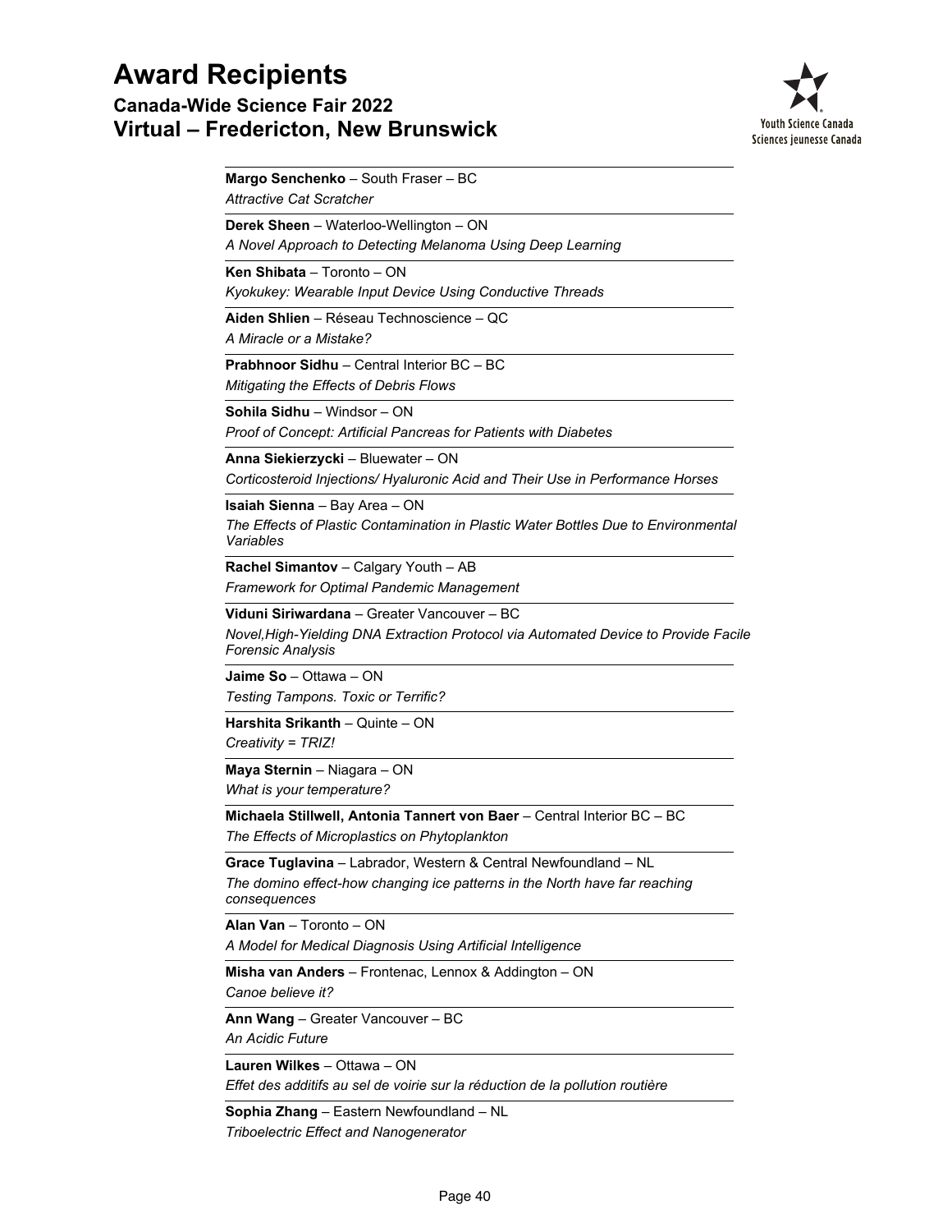# Award Recipients

## Canada-Wide Science Fair 2022
## Virtual – Fredericton, New Brunswick

**Margo Senchenko** – South Fraser – BC
*Attractive Cat Scratcher*

**Derek Sheen** – Waterloo-Wellington – ON
*A Novel Approach to Detecting Melanoma Using Deep Learning*

**Ken Shibata** – Toronto – ON
*Kyokukey: Wearable Input Device Using Conductive Threads*

**Aiden Shlien** – Réseau Technoscience – QC
*A Miracle or a Mistake?*

**Prabhnoor Sidhu** – Central Interior BC – BC
*Mitigating the Effects of Debris Flows*

**Sohila Sidhu** – Windsor – ON
*Proof of Concept: Artificial Pancreas for Patients with Diabetes*

**Anna Siekierzycki** – Bluewater – ON
*Corticosteroid Injections/ Hyaluronic Acid and Their Use in Performance Horses*

**Isaiah Sienna** – Bay Area – ON
*The Effects of Plastic Contamination in Plastic Water Bottles Due to Environmental Variables*

**Rachel Simantov** – Calgary Youth – AB
*Framework for Optimal Pandemic Management*

**Viduni Siriwardana** – Greater Vancouver – BC
*Novel,High-Yielding DNA Extraction Protocol via Automated Device to Provide Facile Forensic Analysis*

**Jaime So** – Ottawa – ON
*Testing Tampons. Toxic or Terrific?*

**Harshita Srikanth** – Quinte – ON
*Creativity = TRIZ!*

**Maya Sternin** – Niagara – ON
*What is your temperature?*

**Michaela Stillwell, Antonia Tannert von Baer** – Central Interior BC – BC
*The Effects of Microplastics on Phytoplankton*

**Grace Tuglavina** – Labrador, Western & Central Newfoundland – NL
*The domino effect-how changing ice patterns in the North have far reaching consequences*

**Alan Van** – Toronto – ON
*A Model for Medical Diagnosis Using Artificial Intelligence*

**Misha van Anders** – Frontenac, Lennox & Addington – ON
*Canoe believe it?*

**Ann Wang** – Greater Vancouver – BC
*An Acidic Future*

**Lauren Wilkes** – Ottawa – ON
*Effet des additifs au sel de voirie sur la réduction de la pollution routière*

**Sophia Zhang** – Eastern Newfoundland – NL
*Triboelectric Effect and Nanogenerator*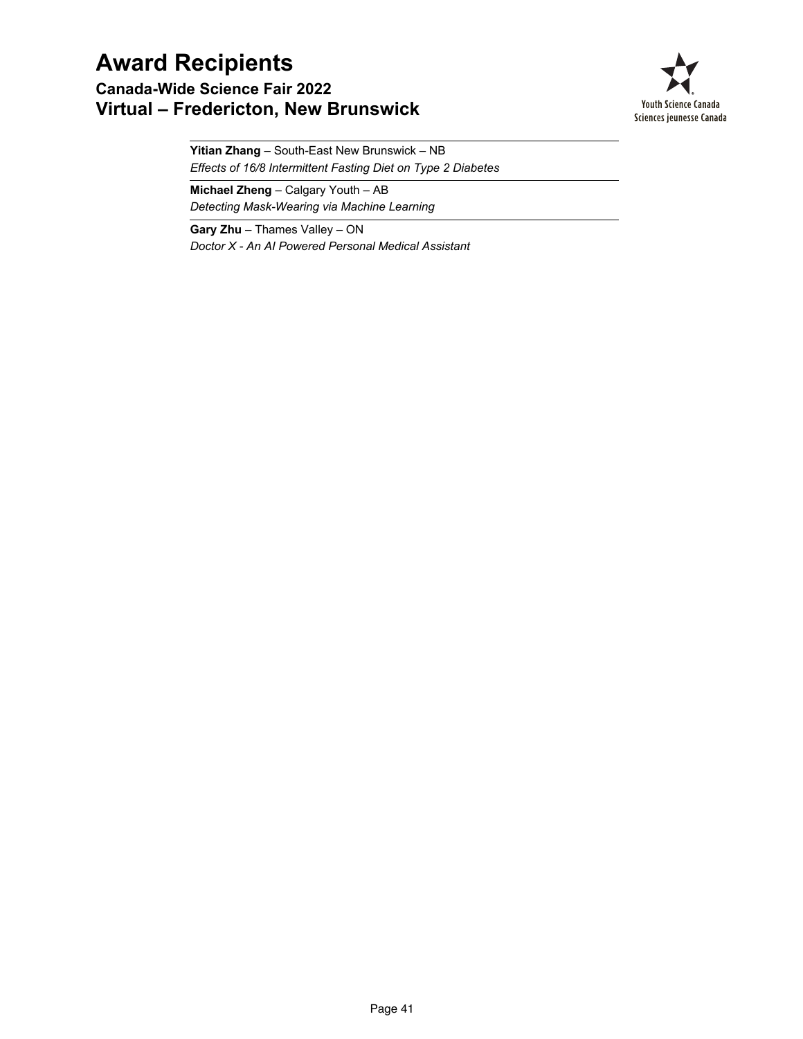**Yitian Zhang** – South-East New Brunswick – NB
*Effects of 16/8 Intermittent Fasting Diet on Type 2 Diabetes*

**Michael Zheng** – Calgary Youth – AB
*Detecting Mask-Wearing via Machine Learning*

**Gary Zhu** – Thames Valley – ON
*Doctor X - An AI Powered Personal Medical Assistant*